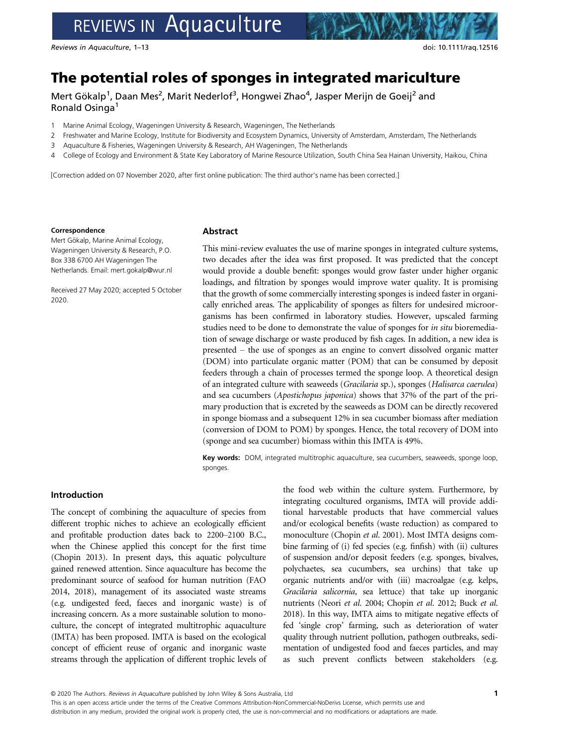# The potential roles of sponges in integrated mariculture

Mert Gökalp[1], Daan Mes[2], Marit Nederlof[3], Hongwei Zhao[4], Jasper Merijn de Goeij[2] and Ronald Osinga[1]

1 Marine Animal Ecology, Wageningen University & Research, Wageningen, The Netherlands
2 Freshwater and Marine Ecology, Institute for Biodiversity and Ecosystem Dynamics, University of Amsterdam, Amsterdam, The Netherlands
3 Aquaculture & Fisheries, Wageningen University & Research, AH Wageningen, The Netherlands
4 College of Ecology and Environment & State Key Laboratory of Marine Resource Utilization, South China Sea Hainan University, Haikou, China

[Correction added on 07 November 2020, after first online publication: The third author's name has been corrected.]

**Correspondence**
Mert Gökalp, Marine Animal Ecology, Wageningen University & Research, P.O. Box 338 6700 AH Wageningen The Netherlands. Email: mert.gokalp@wur.nl

Received 27 May 2020; accepted 5 October 2020.

## Abstract

This mini-review evaluates the use of marine sponges in integrated culture systems, two decades after the idea was first proposed. It was predicted that the concept would provide a double benefit: sponges would grow faster under higher organic loadings, and filtration by sponges would improve water quality. It is promising that the growth of some commercially interesting sponges is indeed faster in organically enriched areas. The applicability of sponges as filters for undesired microorganisms has been confirmed in laboratory studies. However, upscaled farming studies need to be done to demonstrate the value of sponges for *in situ* bioremediation of sewage discharge or waste produced by fish cages. In addition, a new idea is presented – the use of sponges as an engine to convert dissolved organic matter (DOM) into particulate organic matter (POM) that can be consumed by deposit feeders through a chain of processes termed the sponge loop. A theoretical design of an integrated culture with seaweeds (*Gracilaria* sp.), sponges (*Halisarca caerulea*) and sea cucumbers (*Apostichopus japonica*) shows that 37% of the part of the primary production that is excreted by the seaweeds as DOM can be directly recovered in sponge biomass and a subsequent 12% in sea cucumber biomass after mediation (conversion of DOM to POM) by sponges. Hence, the total recovery of DOM into (sponge and sea cucumber) biomass within this IMTA is 49%.

**Key words:** DOM, integrated multitrophic aquaculture, sea cucumbers, seaweeds, sponge loop, sponges.

## Introduction

The concept of combining the aquaculture of species from different trophic niches to achieve an ecologically efficient and profitable production dates back to 2200–2100 B.C., when the Chinese applied this concept for the first time (Chopin 2013). In present days, this aquatic polyculture gained renewed attention. Since aquaculture has become the predominant source of seafood for human nutrition (FAO 2014, 2018), management of its associated waste streams (e.g. undigested feed, faeces and inorganic waste) is of increasing concern. As a more sustainable solution to monoculture, the concept of integrated multitrophic aquaculture (IMTA) has been proposed. IMTA is based on the ecological concept of efficient reuse of organic and inorganic waste streams through the application of different trophic levels of the food web within the culture system. Furthermore, by integrating cocultured organisms, IMTA will provide additional harvestable products that have commercial values and/or ecological benefits (waste reduction) as compared to monoculture (Chopin *et al.* 2001). Most IMTA designs combine farming of (i) fed species (e.g. finfish) with (ii) cultures of suspension and/or deposit feeders (e.g. sponges, bivalves, polychaetes, sea cucumbers, sea urchins) that take up organic nutrients and/or with (iii) macroalgae (e.g. kelps, *Gracilaria salicornia*, sea lettuce) that take up inorganic nutrients (Neori *et al.* 2004; Chopin *et al.* 2012; Buck *et al.* 2018). In this way, IMTA aims to mitigate negative effects of fed 'single crop' farming, such as deterioration of water quality through nutrient pollution, pathogen outbreaks, sedimentation of undigested food and faeces particles, and may as such prevent conflicts between stakeholders (e.g.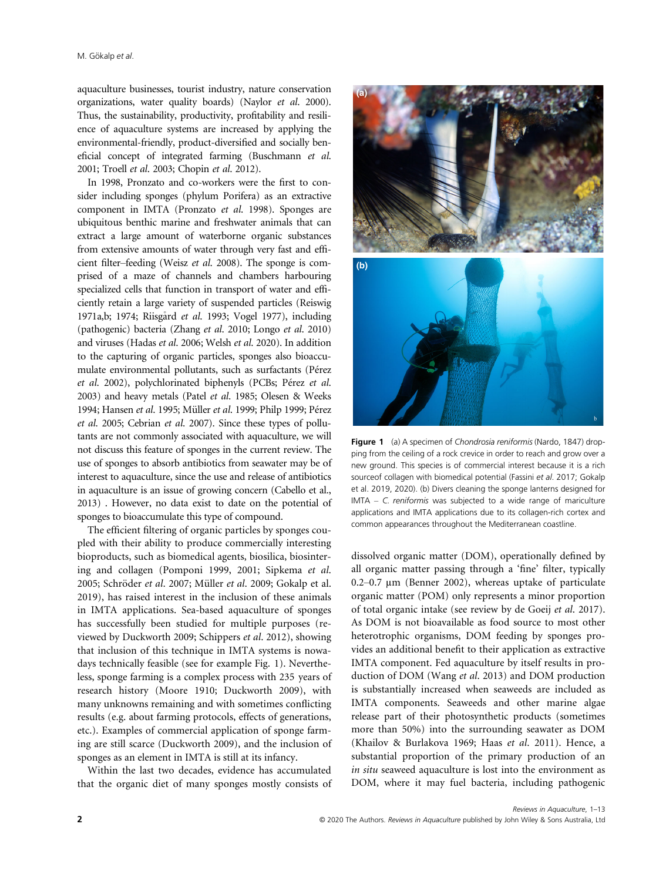aquaculture businesses, tourist industry, nature conservation organizations, water quality boards) (Naylor *et al.* 2000). Thus, the sustainability, productivity, profitability and resilience of aquaculture systems are increased by applying the environmental-friendly, product-diversified and socially beneficial concept of integrated farming (Buschmann *et al.* 2001; Troell *et al.* 2003; Chopin *et al.* 2012).

In 1998, Pronzato and co-workers were the first to consider including sponges (phylum Porifera) as an extractive component in IMTA (Pronzato *et al.* 1998). Sponges are ubiquitous benthic marine and freshwater animals that can extract a large amount of waterborne organic substances from extensive amounts of water through very fast and efficient filter–feeding (Weisz *et al.* 2008). The sponge is comprised of a maze of channels and chambers harbouring specialized cells that function in transport of water and efficiently retain a large variety of suspended particles (Reiswig 1971a,b; 1974; Riisgård *et al.* 1993; Vogel 1977), including (pathogenic) bacteria (Zhang *et al.* 2010; Longo *et al.* 2010) and viruses (Hadas *et al.* 2006; Welsh *et al.* 2020). In addition to the capturing of organic particles, sponges also bioaccumulate environmental pollutants, such as surfactants (Pérez *et al.* 2002), polychlorinated biphenyls (PCBs; Pérez *et al.* 2003) and heavy metals (Patel *et al.* 1985; Olesen & Weeks 1994; Hansen *et al.* 1995; Müller *et al.* 1999; Philp 1999; Pérez *et al.* 2005; Cebrian *et al.* 2007). Since these types of pollutants are not commonly associated with aquaculture, we will not discuss this feature of sponges in the current review. The use of sponges to absorb antibiotics from seawater may be of interest to aquaculture, since the use and release of antibiotics in aquaculture is an issue of growing concern (Cabello et al., 2013) . However, no data exist to date on the potential of sponges to bioaccumulate this type of compound.

The efficient filtering of organic particles by sponges coupled with their ability to produce commercially interesting bioproducts, such as biomedical agents, biosilica, biosintering and collagen (Pomponi 1999, 2001; Sipkema *et al.* 2005; Schröder *et al.* 2007; Müller *et al.* 2009; Gokalp et al. 2019), has raised interest in the inclusion of these animals in IMTA applications. Sea-based aquaculture of sponges has successfully been studied for multiple purposes (reviewed by Duckworth 2009; Schippers *et al.* 2012), showing that inclusion of this technique in IMTA systems is nowadays technically feasible (see for example Fig. 1). Nevertheless, sponge farming is a complex process with 235 years of research history (Moore 1910; Duckworth 2009), with many unknowns remaining and with sometimes conflicting results (e.g. about farming protocols, effects of generations, etc.). Examples of commercial application of sponge farming are still scarce (Duckworth 2009), and the inclusion of sponges as an element in IMTA is still at its infancy.

Within the last two decades, evidence has accumulated that the organic diet of many sponges mostly consists of dissolved organic matter (DOM), operationally defined by all organic matter passing through a 'fine' filter, typically 0.2–0.7 µm (Benner 2002), whereas uptake of particulate organic matter (POM) only represents a minor proportion of total organic intake (see review by de Goeij *et al.* 2017). As DOM is not bioavailable as food source to most other heterotrophic organisms, DOM feeding by sponges provides an additional benefit to their application as extractive IMTA component. Fed aquaculture by itself results in production of DOM (Wang *et al.* 2013) and DOM production is substantially increased when seaweeds are included as IMTA components. Seaweeds and other marine algae release part of their photosynthetic products (sometimes more than 50%) into the surrounding seawater as DOM (Khailov & Burlakova 1969; Haas *et al.* 2011). Hence, a substantial proportion of the primary production of an *in situ* seaweed aquaculture is lost into the environment as DOM, where it may fuel bacteria, including pathogenic

**Figure 1** (a) A specimen of *Chondrosia reniformis* (Nardo, 1847) dropping from the ceiling of a rock crevice in order to reach and grow over a new ground. This species is of commercial interest because it is a rich sourceof collagen with biomedical potential (Fassini *et al.* 2017; Gokalp et al. 2019, 2020). (b) Divers cleaning the sponge lanterns designed for IMTA – *C. reniformis* was subjected to a wide range of mariculture applications and IMTA applications due to its collagen-rich cortex and common appearances throughout the Mediterranean coastline.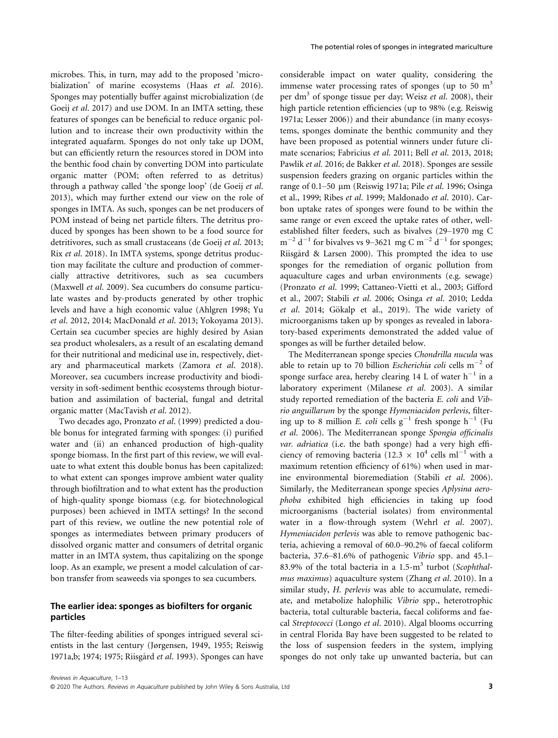microbes. This, in turn, may add to the proposed 'microbialization' of marine ecosystems (Haas *et al.* 2016). Sponges may potentially buffer against microbialization (de Goeij *et al.* 2017) and use DOM. In an IMTA setting, these features of sponges can be beneficial to reduce organic pollution and to increase their own productivity within the integrated aquafarm. Sponges do not only take up DOM, but can efficiently return the resources stored in DOM into the benthic food chain by converting DOM into particulate organic matter (POM; often referred to as detritus) through a pathway called 'the sponge loop' (de Goeij *et al.* 2013), which may further extend our view on the role of sponges in IMTA. As such, sponges can be net producers of POM instead of being net particle filters. The detritus produced by sponges has been shown to be a food source for detritivores, such as small crustaceans (de Goeij *et al.* 2013; Rix *et al.* 2018). In IMTA systems, sponge detritus production may facilitate the culture and production of commercially attractive detritivores, such as sea cucumbers (Maxwell *et al.* 2009). Sea cucumbers do consume particulate wastes and by-products generated by other trophic levels and have a high economic value (Ahlgren 1998; Yu *et al.* 2012, 2014; MacDonald *et al.* 2013; Yokoyama 2013). Certain sea cucumber species are highly desired by Asian sea product wholesalers, as a result of an escalating demand for their nutritional and medicinal use in, respectively, dietary and pharmaceutical markets (Zamora *et al.* 2018). Moreover, sea cucumbers increase productivity and biodiversity in soft-sediment benthic ecosystems through bioturbation and assimilation of bacterial, fungal and detrital organic matter (MacTavish *et al.* 2012).

Two decades ago, Pronzato *et al.* (1999) predicted a double bonus for integrated farming with sponges: (i) purified water and (ii) an enhanced production of high-quality sponge biomass. In the first part of this review, we will evaluate to what extent this double bonus has been capitalized: to what extent can sponges improve ambient water quality through biofiltration and to what extent has the production of high-quality sponge biomass (e.g. for biotechnological purposes) been achieved in IMTA settings? In the second part of this review, we outline the new potential role of sponges as intermediates between primary producers of dissolved organic matter and consumers of detrital organic matter in an IMTA system, thus capitalizing on the sponge loop. As an example, we present a model calculation of carbon transfer from seaweeds via sponges to sea cucumbers.

## The earlier idea: sponges as biofilters for organic particles

The filter-feeding abilities of sponges intrigued several scientists in the last century (Jørgensen, 1949, 1955; Reiswig 1971a,b; 1974; 1975; Riisgård *et al.* 1993). Sponges can have considerable impact on water quality, considering the immense water processing rates of sponges (up to 50 $m^3$ per $dm^3$ of sponge tissue per day; Weisz *et al.* 2008), their high particle retention efficiencies (up to 98% (e.g. Reiswig 1971a; Lesser 2006)) and their abundance (in many ecosystems, sponges dominate the benthic community and they have been proposed as potential winners under future climate scenarios; Fabricius *et al.* 2011; Bell *et al.* 2013, 2018; Pawlik *et al.* 2016; de Bakker *et al.* 2018). Sponges are sessile suspension feeders grazing on organic particles within the range of 0.1–50 μm (Reiswig 1971a; Pile *et al.* 1996; Osinga et al., 1999; Ribes *et al.* 1999; Maldonado *et al.* 2010). Carbon uptake rates of sponges were found to be within the same range or even exceed the uptake rates of other, well-established filter feeders, such as bivalves (29–1970 mg C $m^{-2}$ $d^{-1}$ for bivalves vs 9–3621 mg C $m^{-2}$ $d^{-1}$ for sponges; Riisgård & Larsen 2000). This prompted the idea to use sponges for the remediation of organic pollution from aquaculture cages and urban environments (e.g. sewage) (Pronzato *et al.* 1999; Cattaneo-Vietti et al., 2003; Gifford et al., 2007; Stabili *et al.* 2006; Osinga *et al.* 2010; Ledda *et al.* 2014; Gökalp et al., 2019). The wide variety of microorganisms taken up by sponges as revealed in laboratory-based experiments demonstrated the added value of sponges as will be further detailed below.

The Mediterranean sponge species *Chondrilla nucula* was able to retain up to 70 billion *Escherichia coli* cells $m^{-2}$ of sponge surface area, hereby clearing 14 L of water $h^{-1}$ in a laboratory experiment (Milanese *et al.* 2003). A similar study reported remediation of the bacteria *E. coli* and *Vibrio anguillarum* by the sponge *Hymeniacidon perlevis*, filtering up to 8 million *E. coli* cells $g^{-1}$ fresh sponge $h^{-1}$ (Fu *et al.* 2006). The Mediterranean sponge *Spongia officinalis var. adriatica* (i.e. the bath sponge) had a very high efficiency of removing bacteria ($12.3 \times 10^4$ cells $ml^{-1}$ with a maximum retention efficiency of 61%) when used in marine environmental bioremediation (Stabili *et al.* 2006). Similarly, the Mediterranean sponge species *Aplysina aerophoba* exhibited high efficiencies in taking up food microorganisms (bacterial isolates) from environmental water in a flow-through system (Wehrl *et al.* 2007). *Hymeniacidon perlevis* was able to remove pathogenic bacteria, achieving a removal of 60.0–90.2% of faecal coliform bacteria, 37.6–81.6% of pathogenic *Vibrio* spp. and 45.1–83.9% of the total bacteria in a 1.5-$m^3$ turbot (*Scophthalmus maximus*) aquaculture system (Zhang *et al.* 2010). In a similar study, *H. perlevis* was able to accumulate, remediate, and metabolize halophilic *Vibrio* spp., heterotrophic bacteria, total culturable bacteria, faecal coliforms and faecal *Streptococci* (Longo *et al.* 2010). Algal blooms occurring in central Florida Bay have been suggested to be related to the loss of suspension feeders in the system, implying sponges do not only take up unwanted bacteria, but can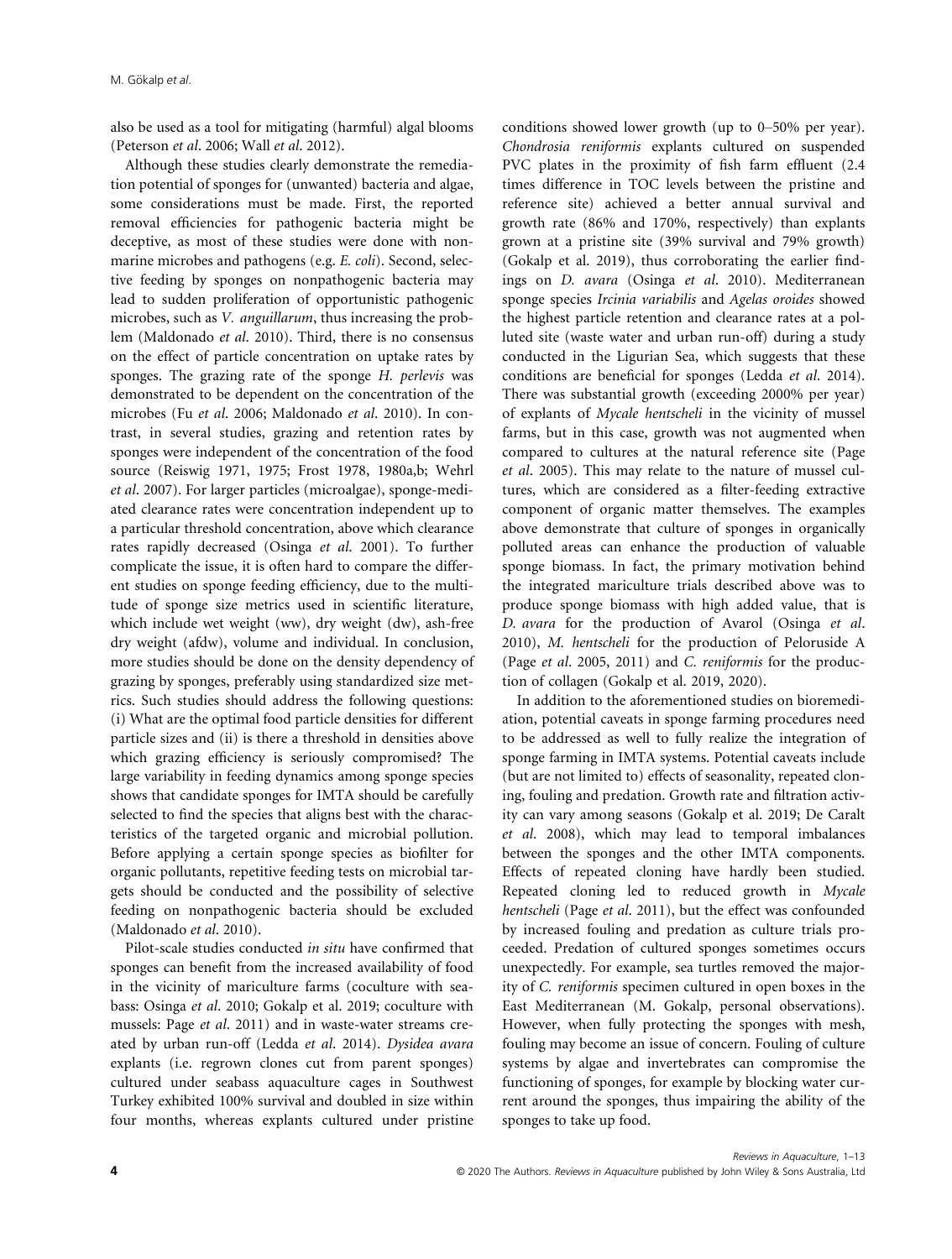also be used as a tool for mitigating (harmful) algal blooms (Peterson *et al*. 2006; Wall *et al*. 2012).

Although these studies clearly demonstrate the remediation potential of sponges for (unwanted) bacteria and algae, some considerations must be made. First, the reported removal efficiencies for pathogenic bacteria might be deceptive, as most of these studies were done with non-marine microbes and pathogens (e.g. *E. coli*). Second, selective feeding by sponges on nonpathogenic bacteria may lead to sudden proliferation of opportunistic pathogenic microbes, such as *V. anguillarum*, thus increasing the problem (Maldonado *et al*. 2010). Third, there is no consensus on the effect of particle concentration on uptake rates by sponges. The grazing rate of the sponge *H. perlevis* was demonstrated to be dependent on the concentration of the microbes (Fu *et al*. 2006; Maldonado *et al*. 2010). In contrast, in several studies, grazing and retention rates by sponges were independent of the concentration of the food source (Reiswig 1971, 1975; Frost 1978, 1980a,b; Wehrl *et al*. 2007). For larger particles (microalgae), sponge-mediated clearance rates were concentration independent up to a particular threshold concentration, above which clearance rates rapidly decreased (Osinga *et al*. 2001). To further complicate the issue, it is often hard to compare the different studies on sponge feeding efficiency, due to the multitude of sponge size metrics used in scientific literature, which include wet weight (ww), dry weight (dw), ash-free dry weight (afdw), volume and individual. In conclusion, more studies should be done on the density dependency of grazing by sponges, preferably using standardized size metrics. Such studies should address the following questions: (i) What are the optimal food particle densities for different particle sizes and (ii) is there a threshold in densities above which grazing efficiency is seriously compromised? The large variability in feeding dynamics among sponge species shows that candidate sponges for IMTA should be carefully selected to find the species that aligns best with the characteristics of the targeted organic and microbial pollution. Before applying a certain sponge species as biofilter for organic pollutants, repetitive feeding tests on microbial targets should be conducted and the possibility of selective feeding on nonpathogenic bacteria should be excluded (Maldonado *et al*. 2010).

Pilot-scale studies conducted *in situ* have confirmed that sponges can benefit from the increased availability of food in the vicinity of mariculture farms (coculture with seabass: Osinga *et al*. 2010; Gokalp et al. 2019; coculture with mussels: Page *et al*. 2011) and in waste-water streams created by urban run-off (Ledda *et al*. 2014). *Dysidea avara* explants (i.e. regrown clones cut from parent sponges) cultured under seabass aquaculture cages in Southwest Turkey exhibited 100% survival and doubled in size within four months, whereas explants cultured under pristine conditions showed lower growth (up to 0–50% per year). *Chondrosia reniformis* explants cultured on suspended PVC plates in the proximity of fish farm effluent (2.4 times difference in TOC levels between the pristine and reference site) achieved a better annual survival and growth rate (86% and 170%, respectively) than explants grown at a pristine site (39% survival and 79% growth) (Gokalp et al. 2019), thus corroborating the earlier findings on *D. avara* (Osinga *et al*. 2010). Mediterranean sponge species *Ircinia variabilis* and *Agelas oroides* showed the highest particle retention and clearance rates at a polluted site (waste water and urban run-off) during a study conducted in the Ligurian Sea, which suggests that these conditions are beneficial for sponges (Ledda *et al*. 2014). There was substantial growth (exceeding 2000% per year) of explants of *Mycale hentscheli* in the vicinity of mussel farms, but in this case, growth was not augmented when compared to cultures at the natural reference site (Page *et al*. 2005). This may relate to the nature of mussel cultures, which are considered as a filter-feeding extractive component of organic matter themselves. The examples above demonstrate that culture of sponges in organically polluted areas can enhance the production of valuable sponge biomass. In fact, the primary motivation behind the integrated mariculture trials described above was to produce sponge biomass with high added value, that is *D. avara* for the production of Avarol (Osinga *et al*. 2010), *M. hentscheli* for the production of Peloruside A (Page *et al*. 2005, 2011) and *C. reniformis* for the production of collagen (Gokalp et al. 2019, 2020).

In addition to the aforementioned studies on bioremediation, potential caveats in sponge farming procedures need to be addressed as well to fully realize the integration of sponge farming in IMTA systems. Potential caveats include (but are not limited to) effects of seasonality, repeated cloning, fouling and predation. Growth rate and filtration activity can vary among seasons (Gokalp et al. 2019; De Caralt *et al*. 2008), which may lead to temporal imbalances between the sponges and the other IMTA components. Effects of repeated cloning have hardly been studied. Repeated cloning led to reduced growth in *Mycale hentscheli* (Page *et al*. 2011), but the effect was confounded by increased fouling and predation as culture trials proceeded. Predation of cultured sponges sometimes occurs unexpectedly. For example, sea turtles removed the majority of *C. reniformis* specimen cultured in open boxes in the East Mediterranean (M. Gokalp, personal observations). However, when fully protecting the sponges with mesh, fouling may become an issue of concern. Fouling of culture systems by algae and invertebrates can compromise the functioning of sponges, for example by blocking water current around the sponges, thus impairing the ability of the sponges to take up food.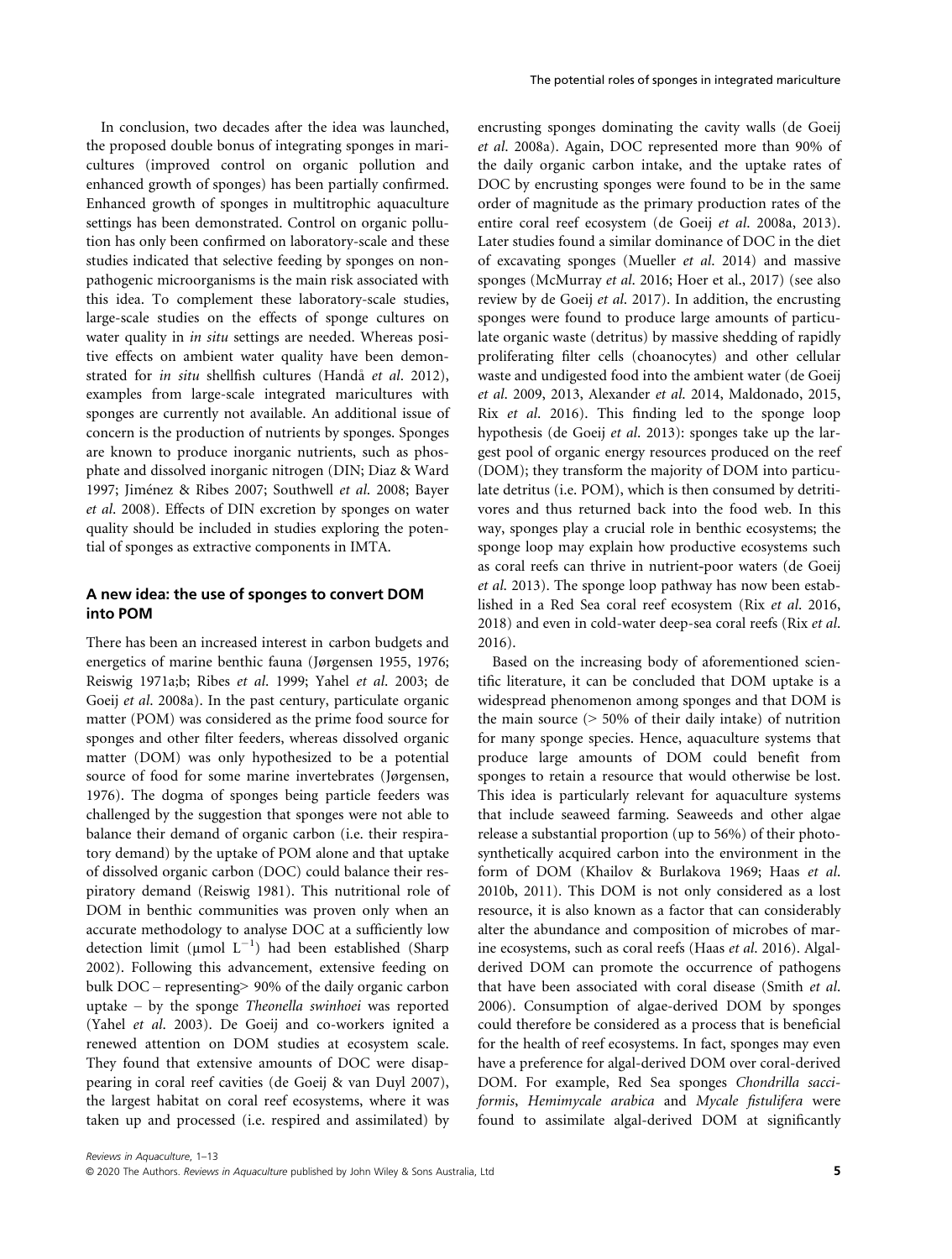In conclusion, two decades after the idea was launched, the proposed double bonus of integrating sponges in maricultures (improved control on organic pollution and enhanced growth of sponges) has been partially confirmed. Enhanced growth of sponges in multitrophic aquaculture settings has been demonstrated. Control on organic pollution has only been confirmed on laboratory-scale and these studies indicated that selective feeding by sponges on non-pathogenic microorganisms is the main risk associated with this idea. To complement these laboratory-scale studies, large-scale studies on the effects of sponge cultures on water quality in *in situ* settings are needed. Whereas positive effects on ambient water quality have been demonstrated for *in situ* shellfish cultures (Handå *et al*. 2012), examples from large-scale integrated maricultures with sponges are currently not available. An additional issue of concern is the production of nutrients by sponges. Sponges are known to produce inorganic nutrients, such as phosphate and dissolved inorganic nitrogen (DIN; Diaz & Ward 1997; Jiménez & Ribes 2007; Southwell *et al*. 2008; Bayer *et al*. 2008). Effects of DIN excretion by sponges on water quality should be included in studies exploring the potential of sponges as extractive components in IMTA.

## A new idea: the use of sponges to convert DOM into POM

There has been an increased interest in carbon budgets and energetics of marine benthic fauna (Jørgensen 1955, 1976; Reiswig 1971a;b; Ribes *et al*. 1999; Yahel *et al*. 2003; de Goeij *et al*. 2008a). In the past century, particulate organic matter (POM) was considered as the prime food source for sponges and other filter feeders, whereas dissolved organic matter (DOM) was only hypothesized to be a potential source of food for some marine invertebrates (Jørgensen, 1976). The dogma of sponges being particle feeders was challenged by the suggestion that sponges were not able to balance their demand of organic carbon (i.e. their respiratory demand) by the uptake of POM alone and that uptake of dissolved organic carbon (DOC) could balance their respiratory demand (Reiswig 1981). This nutritional role of DOM in benthic communities was proven only when an accurate methodology to analyse DOC at a sufficiently low detection limit (μmol $L^{-1}$) had been established (Sharp 2002). Following this advancement, extensive feeding on bulk DOC – representing> 90% of the daily organic carbon uptake – by the sponge *Theonella swinhoei* was reported (Yahel *et al*. 2003). De Goeij and co-workers ignited a renewed attention on DOM studies at ecosystem scale. They found that extensive amounts of DOC were disappearing in coral reef cavities (de Goeij & van Duyl 2007), the largest habitat on coral reef ecosystems, where it was taken up and processed (i.e. respired and assimilated) by encrusting sponges dominating the cavity walls (de Goeij *et al*. 2008a). Again, DOC represented more than 90% of the daily organic carbon intake, and the uptake rates of DOC by encrusting sponges were found to be in the same order of magnitude as the primary production rates of the entire coral reef ecosystem (de Goeij *et al*. 2008a, 2013). Later studies found a similar dominance of DOC in the diet of excavating sponges (Mueller *et al*. 2014) and massive sponges (McMurray *et al*. 2016; Hoer et al., 2017) (see also review by de Goeij *et al*. 2017). In addition, the encrusting sponges were found to produce large amounts of particulate organic waste (detritus) by massive shedding of rapidly proliferating filter cells (choanocytes) and other cellular waste and undigested food into the ambient water (de Goeij *et al*. 2009, 2013, Alexander *et al*. 2014, Maldonado, 2015, Rix *et al*. 2016). This finding led to the sponge loop hypothesis (de Goeij *et al*. 2013): sponges take up the largest pool of organic energy resources produced on the reef (DOM); they transform the majority of DOM into particulate detritus (i.e. POM), which is then consumed by detritivores and thus returned back into the food web. In this way, sponges play a crucial role in benthic ecosystems; the sponge loop may explain how productive ecosystems such as coral reefs can thrive in nutrient-poor waters (de Goeij *et al*. 2013). The sponge loop pathway has now been established in a Red Sea coral reef ecosystem (Rix *et al*. 2016, 2018) and even in cold-water deep-sea coral reefs (Rix *et al*. 2016).

Based on the increasing body of aforementioned scientific literature, it can be concluded that DOM uptake is a widespread phenomenon among sponges and that DOM is the main source (> 50% of their daily intake) of nutrition for many sponge species. Hence, aquaculture systems that produce large amounts of DOM could benefit from sponges to retain a resource that would otherwise be lost. This idea is particularly relevant for aquaculture systems that include seaweed farming. Seaweeds and other algae release a substantial proportion (up to 56%) of their photosynthetically acquired carbon into the environment in the form of DOM (Khailov & Burlakova 1969; Haas *et al*. 2010b, 2011). This DOM is not only considered as a lost resource, it is also known as a factor that can considerably alter the abundance and composition of microbes of marine ecosystems, such as coral reefs (Haas *et al*. 2016). Algal-derived DOM can promote the occurrence of pathogens that have been associated with coral disease (Smith *et al*. 2006). Consumption of algae-derived DOM by sponges could therefore be considered as a process that is beneficial for the health of reef ecosystems. In fact, sponges may even have a preference for algal-derived DOM over coral-derived DOM. For example, Red Sea sponges *Chondrilla sacciformis*, *Hemimycale arabica* and *Mycale fistulifera* were found to assimilate algal-derived DOM at significantly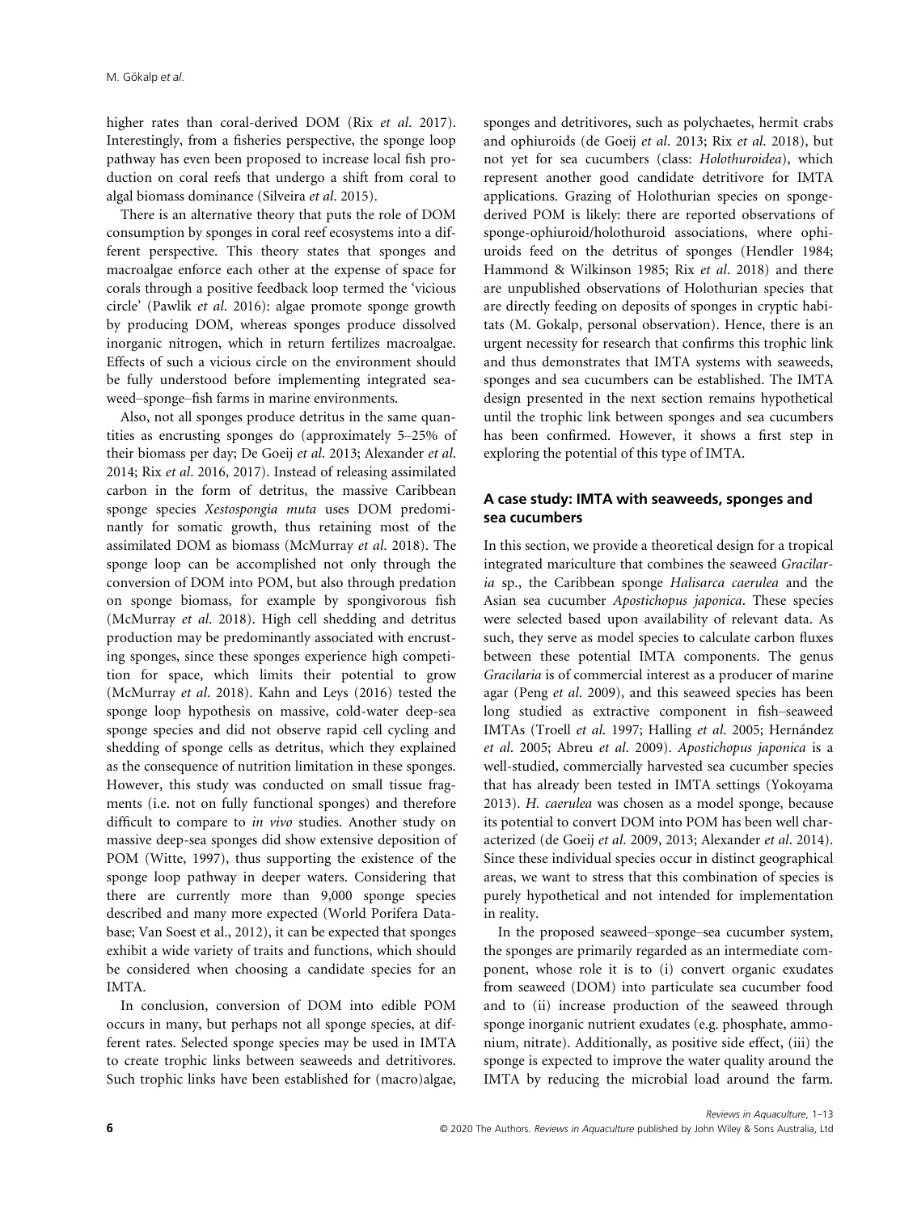higher rates than coral-derived DOM (Rix *et al.* 2017). Interestingly, from a fisheries perspective, the sponge loop pathway has even been proposed to increase local fish production on coral reefs that undergo a shift from coral to algal biomass dominance (Silveira *et al.* 2015).

There is an alternative theory that puts the role of DOM consumption by sponges in coral reef ecosystems into a different perspective. This theory states that sponges and macroalgae enforce each other at the expense of space for corals through a positive feedback loop termed the 'vicious circle' (Pawlik *et al.* 2016): algae promote sponge growth by producing DOM, whereas sponges produce dissolved inorganic nitrogen, which in return fertilizes macroalgae. Effects of such a vicious circle on the environment should be fully understood before implementing integrated seaweed–sponge–fish farms in marine environments.

Also, not all sponges produce detritus in the same quantities as encrusting sponges do (approximately 5–25% of their biomass per day; De Goeij *et al.* 2013; Alexander *et al.* 2014; Rix *et al.* 2016, 2017). Instead of releasing assimilated carbon in the form of detritus, the massive Caribbean sponge species *Xestospongia muta* uses DOM predominantly for somatic growth, thus retaining most of the assimilated DOM as biomass (McMurray *et al.* 2018). The sponge loop can be accomplished not only through the conversion of DOM into POM, but also through predation on sponge biomass, for example by spongivorous fish (McMurray *et al.* 2018). High cell shedding and detritus production may be predominantly associated with encrusting sponges, since these sponges experience high competition for space, which limits their potential to grow (McMurray *et al.* 2018). Kahn and Leys (2016) tested the sponge loop hypothesis on massive, cold-water deep-sea sponge species and did not observe rapid cell cycling and shedding of sponge cells as detritus, which they explained as the consequence of nutrition limitation in these sponges. However, this study was conducted on small tissue fragments (i.e. not on fully functional sponges) and therefore difficult to compare to *in vivo* studies. Another study on massive deep-sea sponges did show extensive deposition of POM (Witte, 1997), thus supporting the existence of the sponge loop pathway in deeper waters. Considering that there are currently more than 9,000 sponge species described and many more expected (World Porifera Database; Van Soest et al., 2012), it can be expected that sponges exhibit a wide variety of traits and functions, which should be considered when choosing a candidate species for an IMTA.

In conclusion, conversion of DOM into edible POM occurs in many, but perhaps not all sponge species, at different rates. Selected sponge species may be used in IMTA to create trophic links between seaweeds and detritivores. Such trophic links have been established for (macro)algae, sponges and detritivores, such as polychaetes, hermit crabs and ophiuroids (de Goeij *et al.* 2013; Rix *et al.* 2018), but not yet for sea cucumbers (class: *Holothuroidea*), which represent another good candidate detritivore for IMTA applications. Grazing of Holothurian species on sponge-derived POM is likely: there are reported observations of sponge-ophiuroid/holothuroid associations, where ophiuroids feed on the detritus of sponges (Hendler 1984; Hammond & Wilkinson 1985; Rix *et al.* 2018) and there are unpublished observations of Holothurian species that are directly feeding on deposits of sponges in cryptic habitats (M. Gokalp, personal observation). Hence, there is an urgent necessity for research that confirms this trophic link and thus demonstrates that IMTA systems with seaweeds, sponges and sea cucumbers can be established. The IMTA design presented in the next section remains hypothetical until the trophic link between sponges and sea cucumbers has been confirmed. However, it shows a first step in exploring the potential of this type of IMTA.

### A case study: IMTA with seaweeds, sponges and sea cucumbers

In this section, we provide a theoretical design for a tropical integrated mariculture that combines the seaweed *Gracilaria* sp., the Caribbean sponge *Halisarca caerulea* and the Asian sea cucumber *Apostichopus japonica*. These species were selected based upon availability of relevant data. As such, they serve as model species to calculate carbon fluxes between these potential IMTA components. The genus *Gracilaria* is of commercial interest as a producer of marine agar (Peng *et al.* 2009), and this seaweed species has been long studied as extractive component in fish–seaweed IMTAs (Troell *et al.* 1997; Halling *et al.* 2005; Hernández *et al.* 2005; Abreu *et al.* 2009). *Apostichopus japonica* is a well-studied, commercially harvested sea cucumber species that has already been tested in IMTA settings (Yokoyama 2013). *H. caerulea* was chosen as a model sponge, because its potential to convert DOM into POM has been well characterized (de Goeij *et al.* 2009, 2013; Alexander *et al.* 2014). Since these individual species occur in distinct geographical areas, we want to stress that this combination of species is purely hypothetical and not intended for implementation in reality.

In the proposed seaweed–sponge–sea cucumber system, the sponges are primarily regarded as an intermediate component, whose role it is to (i) convert organic exudates from seaweed (DOM) into particulate sea cucumber food and to (ii) increase production of the seaweed through sponge inorganic nutrient exudates (e.g. phosphate, ammonium, nitrate). Additionally, as positive side effect, (iii) the sponge is expected to improve the water quality around the IMTA by reducing the microbial load around the farm.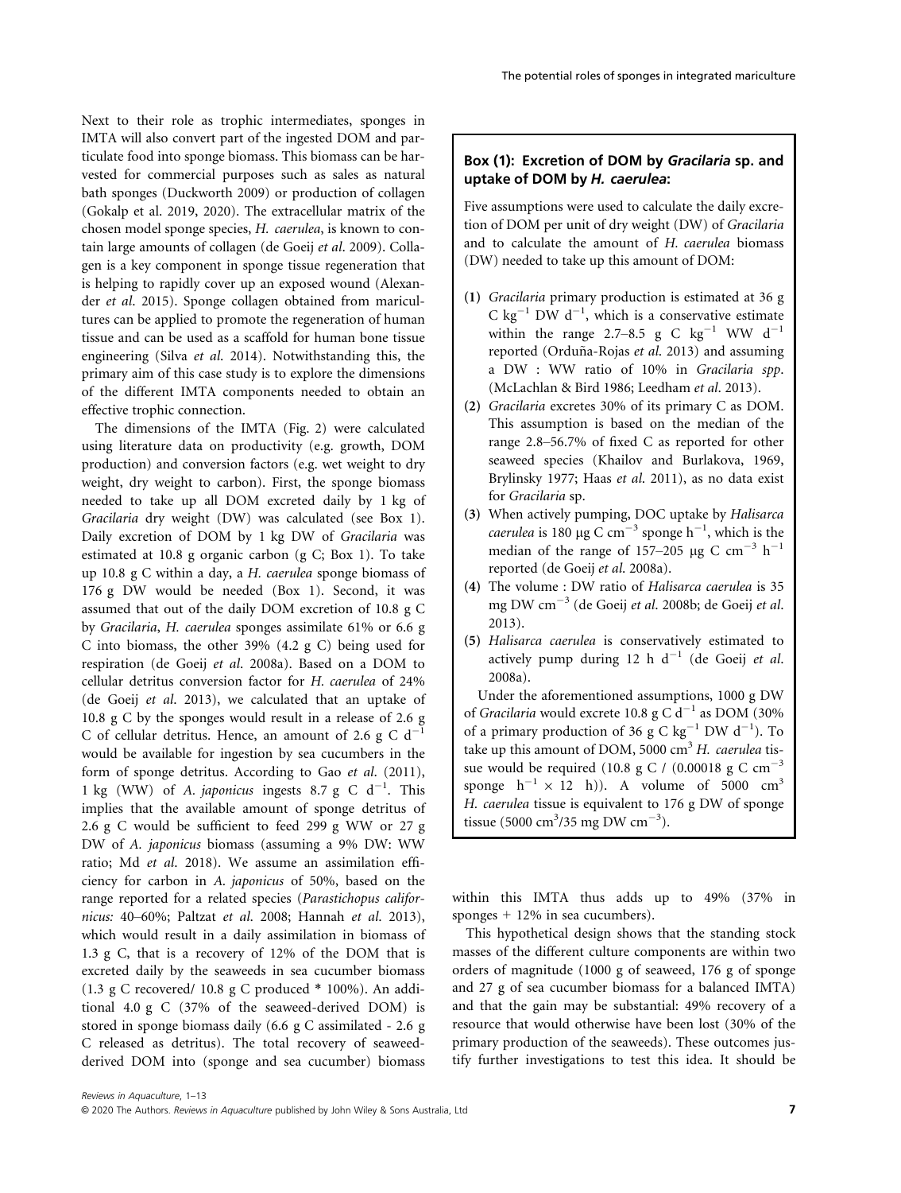Next to their role as trophic intermediates, sponges in IMTA will also convert part of the ingested DOM and particulate food into sponge biomass. This biomass can be harvested for commercial purposes such as sales as natural bath sponges (Duckworth 2009) or production of collagen (Gokalp et al. 2019, 2020). The extracellular matrix of the chosen model sponge species, *H. caerulea*, is known to contain large amounts of collagen (de Goeij *et al*. 2009). Collagen is a key component in sponge tissue regeneration that is helping to rapidly cover up an exposed wound (Alexander *et al*. 2015). Sponge collagen obtained from maricultures can be applied to promote the regeneration of human tissue and can be used as a scaffold for human bone tissue engineering (Silva *et al*. 2014). Notwithstanding this, the primary aim of this case study is to explore the dimensions of the different IMTA components needed to obtain an effective trophic connection.

The dimensions of the IMTA (Fig. 2) were calculated using literature data on productivity (e.g. growth, DOM production) and conversion factors (e.g. wet weight to dry weight, dry weight to carbon). First, the sponge biomass needed to take up all DOM excreted daily by 1 kg of *Gracilaria* dry weight (DW) was calculated (see Box 1). Daily excretion of DOM by 1 kg DW of *Gracilaria* was estimated at 10.8 g organic carbon (g C; Box 1). To take up 10.8 g C within a day, a *H. caerulea* sponge biomass of 176 g DW would be needed (Box 1). Second, it was assumed that out of the daily DOM excretion of 10.8 g C by *Gracilaria*, *H. caerulea* sponges assimilate 61% or 6.6 g C into biomass, the other 39% (4.2 g C) being used for respiration (de Goeij *et al*. 2008a). Based on a DOM to cellular detritus conversion factor for *H. caerulea* of 24% (de Goeij *et al*. 2013), we calculated that an uptake of 10.8 g C by the sponges would result in a release of 2.6 g C of cellular detritus. Hence, an amount of 2.6 g C $d^{-1}$ would be available for ingestion by sea cucumbers in the form of sponge detritus. According to Gao *et al*. (2011), 1 kg (WW) of *A. japonicus* ingests 8.7 g C $d^{-1}$. This implies that the available amount of sponge detritus of 2.6 g C would be sufficient to feed 299 g WW or 27 g DW of *A. japonicus* biomass (assuming a 9% DW: WW ratio; Md *et al*. 2018). We assume an assimilation efficiency for carbon in *A. japonicus* of 50%, based on the range reported for a related species (*Parastichopus californicus*: 40–60%; Paltzat *et al*. 2008; Hannah *et al*. 2013), which would result in a daily assimilation in biomass of 1.3 g C, that is a recovery of 12% of the DOM that is excreted daily by the seaweeds in sea cucumber biomass (1.3 g C recovered/ 10.8 g C produced * 100%). An additional 4.0 g C (37% of the seaweed-derived DOM) is stored in sponge biomass daily (6.6 g C assimilated - 2.6 g C released as detritus). The total recovery of seaweed-derived DOM into (sponge and sea cucumber) biomass within this IMTA thus adds up to 49% (37% in sponges + 12% in sea cucumbers).

This hypothetical design shows that the standing stock masses of the different culture components are within two orders of magnitude (1000 g of seaweed, 176 g of sponge and 27 g of sea cucumber biomass for a balanced IMTA) and that the gain may be substantial: 49% recovery of a resource that would otherwise have been lost (30% of the primary production of the seaweeds). These outcomes justify further investigations to test this idea. It should be

### Box (1): Excretion of DOM by *Gracilaria* sp. and uptake of DOM by *H. caerulea*:

Five assumptions were used to calculate the daily excretion of DOM per unit of dry weight (DW) of *Gracilaria* and to calculate the amount of *H. caerulea* biomass (DW) needed to take up this amount of DOM:

**(1)** *Gracilaria* primary production is estimated at 36 g C $kg^{-1}$ DW $d^{-1}$, which is a conservative estimate within the range 2.7–8.5 g C $kg^{-1}$ WW $d^{-1}$ reported (Orduña-Rojas *et al*. 2013) and assuming a DW : WW ratio of 10% in *Gracilaria spp*. (McLachlan & Bird 1986; Leedham *et al*. 2013).

**(2)** *Gracilaria* excretes 30% of its primary C as DOM. This assumption is based on the median of the range 2.8–56.7% of fixed C as reported for other seaweed species (Khailov and Burlakova, 1969, Brylinsky 1977; Haas *et al*. 2011), as no data exist for *Gracilaria* sp.

**(3)** When actively pumping, DOC uptake by *Halisarca caerulea* is 180 μg C $cm^{-3}$ sponge $h^{-1}$, which is the median of the range of 157–205 μg C $cm^{-3}$ $h^{-1}$ reported (de Goeij *et al*. 2008a).

**(4)** The volume : DW ratio of *Halisarca caerulea* is 35 mg DW $cm^{-3}$ (de Goeij *et al*. 2008b; de Goeij *et al*. 2013).

**(5)** *Halisarca caerulea* is conservatively estimated to actively pump during 12 h $d^{-1}$ (de Goeij *et al*. 2008a).

Under the aforementioned assumptions, 1000 g DW of *Gracilaria* would excrete 10.8 g C $d^{-1}$ as DOM (30% of a primary production of 36 g C $kg^{-1}$ DW $d^{-1}$). To take up this amount of DOM, 5000 $cm^3$ *H. caerulea* tissue would be required (10.8 g C / (0.00018 g C $cm^{-3}$ sponge $h^{-1}$ × 12 h)). A volume of 5000 $cm^3$ *H. caerulea* tissue is equivalent to 176 g DW of sponge tissue (5000 $cm^3$/35 mg DW $cm^{-3}$).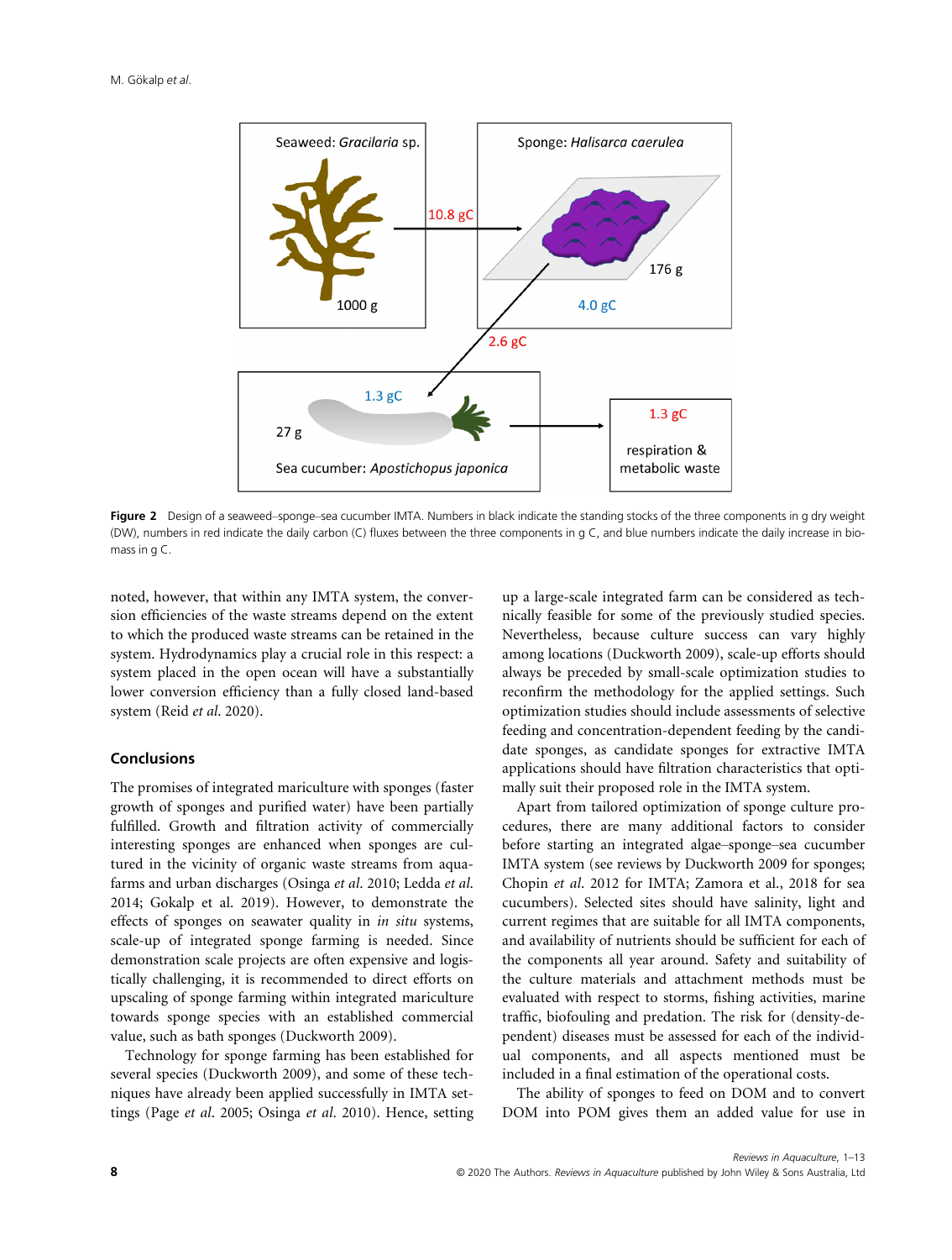Seaweed: *Gracilaria* sp.

1000 g

10.8 gC

Sponge: *Halisarca caerulea*

176 g

4.0 gC

2.6 gC

1.3 gC

27 g

Sea cucumber: *Apostichopus japonica*

1.3 gC

respiration & metabolic waste

**Figure 2** Design of a seaweed–sponge–sea cucumber IMTA. Numbers in black indicate the standing stocks of the three components in g dry weight (DW), numbers in red indicate the daily carbon (C) fluxes between the three components in g C, and blue numbers indicate the daily increase in biomass in g C.

noted, however, that within any IMTA system, the conversion efficiencies of the waste streams depend on the extent to which the produced waste streams can be retained in the system. Hydrodynamics play a crucial role in this respect: a system placed in the open ocean will have a substantially lower conversion efficiency than a fully closed land-based system (Reid *et al.* 2020).

## Conclusions

The promises of integrated mariculture with sponges (faster growth of sponges and purified water) have been partially fulfilled. Growth and filtration activity of commercially interesting sponges are enhanced when sponges are cultured in the vicinity of organic waste streams from aquafarms and urban discharges (Osinga *et al.* 2010; Ledda *et al.* 2014; Gokalp et al. 2019). However, to demonstrate the effects of sponges on seawater quality in *in situ* systems, scale-up of integrated sponge farming is needed. Since demonstration scale projects are often expensive and logistically challenging, it is recommended to direct efforts on upscaling of sponge farming within integrated mariculture towards sponge species with an established commercial value, such as bath sponges (Duckworth 2009).

Technology for sponge farming has been established for several species (Duckworth 2009), and some of these techniques have already been applied successfully in IMTA settings (Page *et al.* 2005; Osinga *et al.* 2010). Hence, setting up a large-scale integrated farm can be considered as technically feasible for some of the previously studied species. Nevertheless, because culture success can vary highly among locations (Duckworth 2009), scale-up efforts should always be preceded by small-scale optimization studies to reconfirm the methodology for the applied settings. Such optimization studies should include assessments of selective feeding and concentration-dependent feeding by the candidate sponges, as candidate sponges for extractive IMTA applications should have filtration characteristics that optimally suit their proposed role in the IMTA system.

Apart from tailored optimization of sponge culture procedures, there are many additional factors to consider before starting an integrated algae–sponge–sea cucumber IMTA system (see reviews by Duckworth 2009 for sponges; Chopin *et al.* 2012 for IMTA; Zamora et al., 2018 for sea cucumbers). Selected sites should have salinity, light and current regimes that are suitable for all IMTA components, and availability of nutrients should be sufficient for each of the components all year around. Safety and suitability of the culture materials and attachment methods must be evaluated with respect to storms, fishing activities, marine traffic, biofouling and predation. The risk for (density-dependent) diseases must be assessed for each of the individual components, and all aspects mentioned must be included in a final estimation of the operational costs.

The ability of sponges to feed on DOM and to convert DOM into POM gives them an added value for use in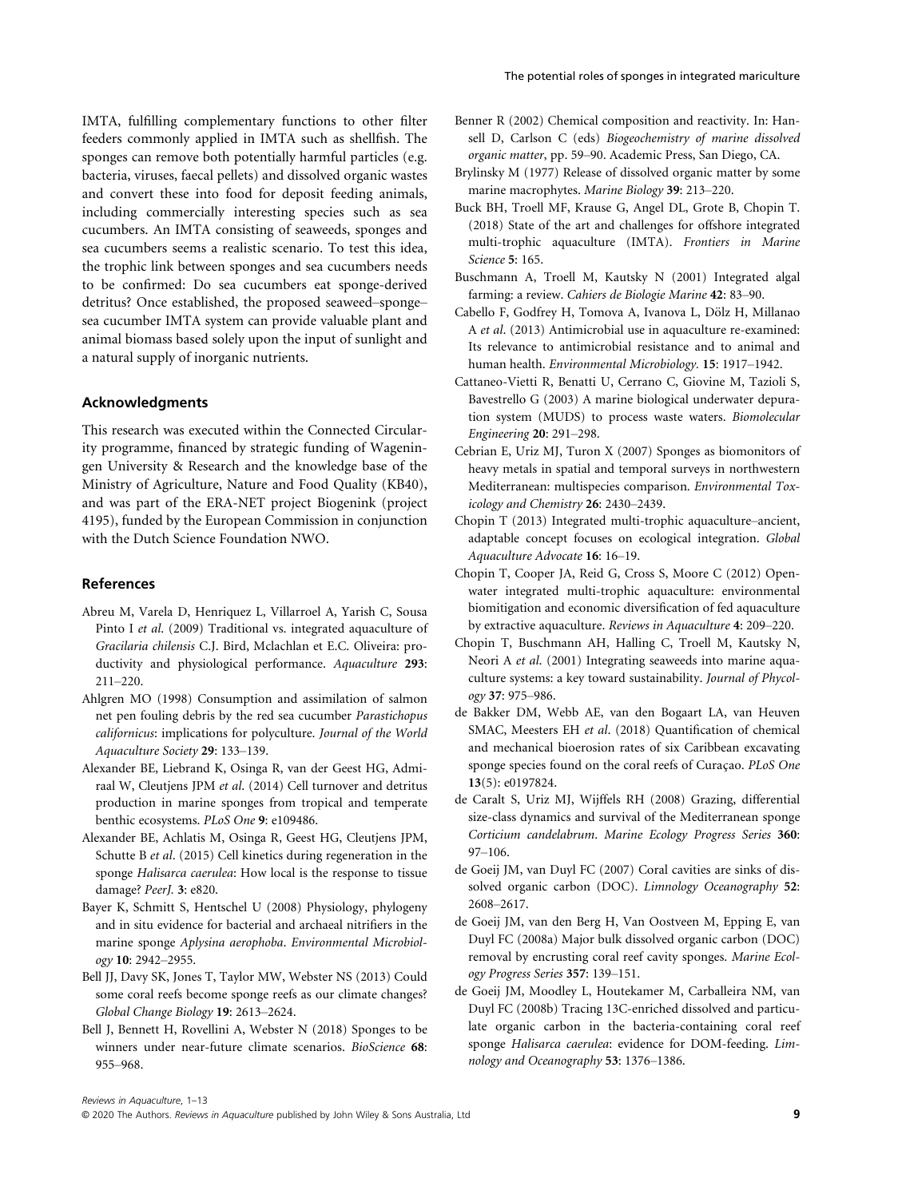IMTA, fulfilling complementary functions to other filter feeders commonly applied in IMTA such as shellfish. The sponges can remove both potentially harmful particles (e.g. bacteria, viruses, faecal pellets) and dissolved organic wastes and convert these into food for deposit feeding animals, including commercially interesting species such as sea cucumbers. An IMTA consisting of seaweeds, sponges and sea cucumbers seems a realistic scenario. To test this idea, the trophic link between sponges and sea cucumbers needs to be confirmed: Do sea cucumbers eat sponge-derived detritus? Once established, the proposed seaweed–sponge–sea cucumber IMTA system can provide valuable plant and animal biomass based solely upon the input of sunlight and a natural supply of inorganic nutrients.

## Acknowledgments

This research was executed within the Connected Circularity programme, financed by strategic funding of Wageningen University & Research and the knowledge base of the Ministry of Agriculture, Nature and Food Quality (KB40), and was part of the ERA-NET project Biogenink (project 4195), funded by the European Commission in conjunction with the Dutch Science Foundation NWO.

## References

Abreu M, Varela D, Henriquez L, Villarroel A, Yarish C, Sousa Pinto I *et al.* (2009) Traditional vs. integrated aquaculture of *Gracilaria chilensis* C.J. Bird, Mclachlan et E.C. Oliveira: productivity and physiological performance. *Aquaculture* **293**: 211–220.

Ahlgren MO (1998) Consumption and assimilation of salmon net pen fouling debris by the red sea cucumber *Parastichopus californicus*: implications for polyculture. *Journal of the World Aquaculture Society* **29**: 133–139.

Alexander BE, Liebrand K, Osinga R, van der Geest HG, Admiraal W, Cleutjens JPM *et al.* (2014) Cell turnover and detritus production in marine sponges from tropical and temperate benthic ecosystems. *PLoS One* **9**: e109486.

Alexander BE, Achlatis M, Osinga R, Geest HG, Cleutjens JPM, Schutte B *et al.* (2015) Cell kinetics during regeneration in the sponge *Halisarca caerulea*: How local is the response to tissue damage? *PeerJ.* **3**: e820.

Bayer K, Schmitt S, Hentschel U (2008) Physiology, phylogeny and in situ evidence for bacterial and archaeal nitrifiers in the marine sponge *Aplysina aerophoba*. *Environmental Microbiology* **10**: 2942–2955.

Bell JJ, Davy SK, Jones T, Taylor MW, Webster NS (2013) Could some coral reefs become sponge reefs as our climate changes? *Global Change Biology* **19**: 2613–2624.

Bell J, Bennett H, Rovellini A, Webster N (2018) Sponges to be winners under near-future climate scenarios. *BioScience* **68**: 955–968.

Benner R (2002) Chemical composition and reactivity. In: Hansell D, Carlson C (eds) *Biogeochemistry of marine dissolved organic matter*, pp. 59–90. Academic Press, San Diego, CA.

Brylinsky M (1977) Release of dissolved organic matter by some marine macrophytes. *Marine Biology* **39**: 213–220.

Buck BH, Troell MF, Krause G, Angel DL, Grote B, Chopin T. (2018) State of the art and challenges for offshore integrated multi-trophic aquaculture (IMTA). *Frontiers in Marine Science* **5**: 165.

Buschmann A, Troell M, Kautsky N (2001) Integrated algal farming: a review. *Cahiers de Biologie Marine* **42**: 83–90.

Cabello F, Godfrey H, Tomova A, Ivanova L, Dölz H, Millanao A *et al.* (2013) Antimicrobial use in aquaculture re-examined: Its relevance to antimicrobial resistance and to animal and human health. *Environmental Microbiology.* **15**: 1917–1942.

Cattaneo-Vietti R, Benatti U, Cerrano C, Giovine M, Tazioli S, Bavestrello G (2003) A marine biological underwater depuration system (MUDS) to process waste waters. *Biomolecular Engineering* **20**: 291–298.

Cebrian E, Uriz MJ, Turon X (2007) Sponges as biomonitors of heavy metals in spatial and temporal surveys in northwestern Mediterranean: multispecies comparison. *Environmental Toxicology and Chemistry* **26**: 2430–2439.

Chopin T (2013) Integrated multi-trophic aquaculture–ancient, adaptable concept focuses on ecological integration. *Global Aquaculture Advocate* **16**: 16–19.

Chopin T, Cooper JA, Reid G, Cross S, Moore C (2012) Open-water integrated multi-trophic aquaculture: environmental biomitigation and economic diversification of fed aquaculture by extractive aquaculture. *Reviews in Aquaculture* **4**: 209–220.

Chopin T, Buschmann AH, Halling C, Troell M, Kautsky N, Neori A *et al.* (2001) Integrating seaweeds into marine aquaculture systems: a key toward sustainability. *Journal of Phycology* **37**: 975–986.

de Bakker DM, Webb AE, van den Bogaart LA, van Heuven SMAC, Meesters EH *et al.* (2018) Quantification of chemical and mechanical bioerosion rates of six Caribbean excavating sponge species found on the coral reefs of Curaçao. *PLoS One* **13**(5): e0197824.

de Caralt S, Uriz MJ, Wijffels RH (2008) Grazing, differential size-class dynamics and survival of the Mediterranean sponge *Corticium candelabrum*. *Marine Ecology Progress Series* **360**: 97–106.

de Goeij JM, van Duyl FC (2007) Coral cavities are sinks of dissolved organic carbon (DOC). *Limnology Oceanography* **52**: 2608–2617.

de Goeij JM, van den Berg H, Van Oostveen M, Epping E, van Duyl FC (2008a) Major bulk dissolved organic carbon (DOC) removal by encrusting coral reef cavity sponges. *Marine Ecology Progress Series* **357**: 139–151.

de Goeij JM, Moodley L, Houtekamer M, Carballeira NM, van Duyl FC (2008b) Tracing 13C-enriched dissolved and particulate organic carbon in the bacteria-containing coral reef sponge *Halisarca caerulea*: evidence for DOM-feeding. *Limnology and Oceanography* **53**: 1376–1386.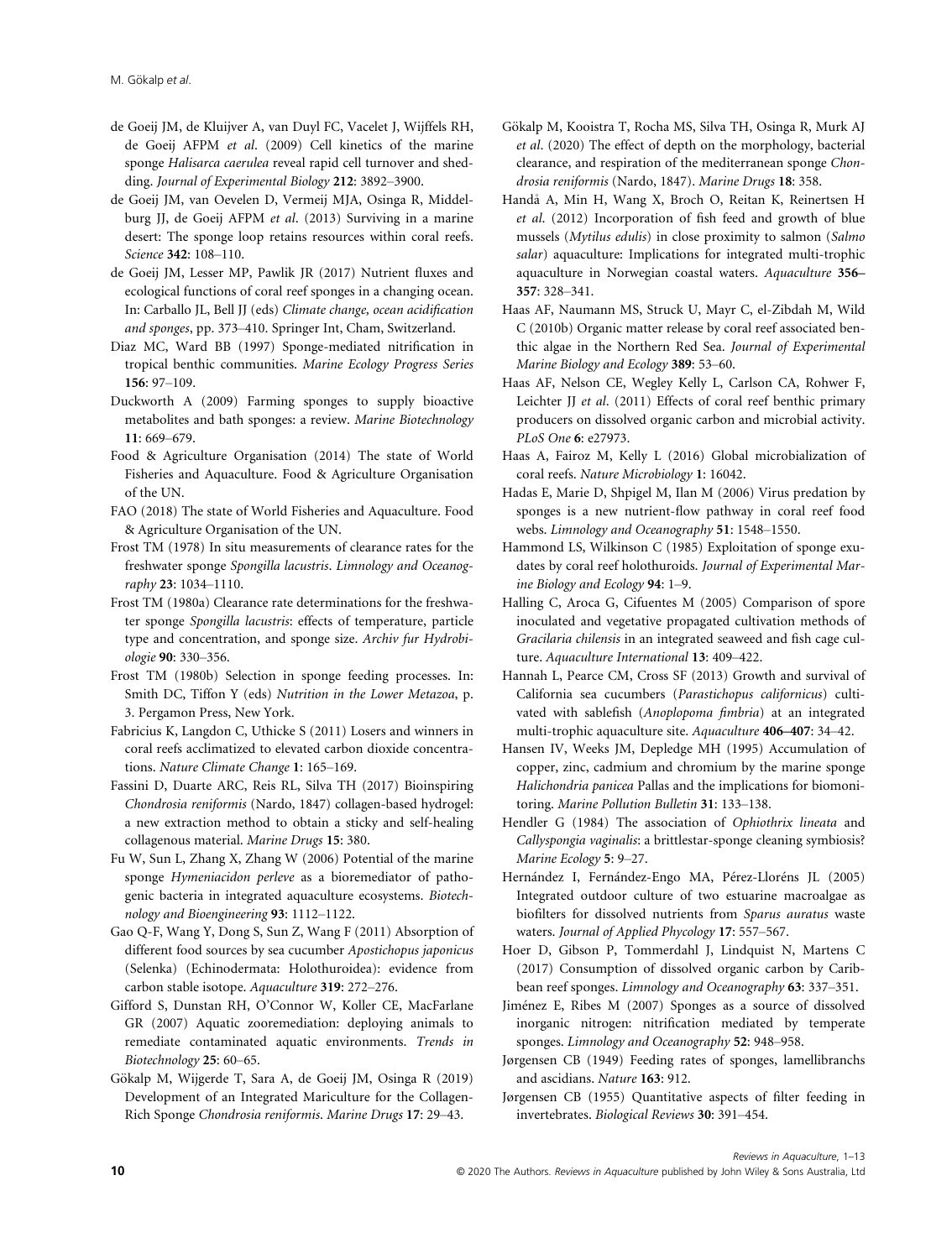de Goeij JM, de Kluijver A, van Duyl FC, Vacelet J, Wijffels RH, de Goeij AFPM *et al.* (2009) Cell kinetics of the marine sponge *Halisarca caerulea* reveal rapid cell turnover and shedding. *Journal of Experimental Biology* **212**: 3892–3900.

de Goeij JM, van Oevelen D, Vermeij MJA, Osinga R, Middelburg JJ, de Goeij AFPM *et al.* (2013) Surviving in a marine desert: The sponge loop retains resources within coral reefs. *Science* **342**: 108–110.

de Goeij JM, Lesser MP, Pawlik JR (2017) Nutrient fluxes and ecological functions of coral reef sponges in a changing ocean. In: Carballo JL, Bell JJ (eds) *Climate change, ocean acidification and sponges*, pp. 373–410. Springer Int, Cham, Switzerland.

Diaz MC, Ward BB (1997) Sponge-mediated nitrification in tropical benthic communities. *Marine Ecology Progress Series* **156**: 97–109.

Duckworth A (2009) Farming sponges to supply bioactive metabolites and bath sponges: a review. *Marine Biotechnology* **11**: 669–679.

Food & Agriculture Organisation (2014) The state of World Fisheries and Aquaculture. Food & Agriculture Organisation of the UN.

FAO (2018) The state of World Fisheries and Aquaculture. Food & Agriculture Organisation of the UN.

Frost TM (1978) In situ measurements of clearance rates for the freshwater sponge *Spongilla lacustris*. *Limnology and Oceanography* **23**: 1034–1110.

Frost TM (1980a) Clearance rate determinations for the freshwater sponge *Spongilla lacustris*: effects of temperature, particle type and concentration, and sponge size. *Archiv fur Hydrobiologie* **90**: 330–356.

Frost TM (1980b) Selection in sponge feeding processes. In: Smith DC, Tiffon Y (eds) *Nutrition in the Lower Metazoa*, p. 3. Pergamon Press, New York.

Fabricius K, Langdon C, Uthicke S (2011) Losers and winners in coral reefs acclimatized to elevated carbon dioxide concentrations. *Nature Climate Change* **1**: 165–169.

Fassini D, Duarte ARC, Reis RL, Silva TH (2017) Bioinspiring *Chondrosia reniformis* (Nardo, 1847) collagen-based hydrogel: a new extraction method to obtain a sticky and self-healing collagenous material. *Marine Drugs* **15**: 380.

Fu W, Sun L, Zhang X, Zhang W (2006) Potential of the marine sponge *Hymeniacidon perleve* as a bioremediator of pathogenic bacteria in integrated aquaculture ecosystems. *Biotechnology and Bioengineering* **93**: 1112–1122.

Gao Q-F, Wang Y, Dong S, Sun Z, Wang F (2011) Absorption of different food sources by sea cucumber *Apostichopus japonicus* (Selenka) (Echinodermata: Holothuroidea): evidence from carbon stable isotope. *Aquaculture* **319**: 272–276.

Gifford S, Dunstan RH, O'Connor W, Koller CE, MacFarlane GR (2007) Aquatic zooremediation: deploying animals to remediate contaminated aquatic environments. *Trends in Biotechnology* **25**: 60–65.

Gökalp M, Wijgerde T, Sara A, de Goeij JM, Osinga R (2019) Development of an Integrated Mariculture for the Collagen-Rich Sponge *Chondrosia reniformis*. *Marine Drugs* **17**: 29–43.

Gökalp M, Kooistra T, Rocha MS, Silva TH, Osinga R, Murk AJ *et al.* (2020) The effect of depth on the morphology, bacterial clearance, and respiration of the mediterranean sponge *Chondrosia reniformis* (Nardo, 1847). *Marine Drugs* **18**: 358.

Handå A, Min H, Wang X, Broch O, Reitan K, Reinertsen H *et al.* (2012) Incorporation of fish feed and growth of blue mussels (*Mytilus edulis*) in close proximity to salmon (*Salmo salar*) aquaculture: Implications for integrated multi-trophic aquaculture in Norwegian coastal waters. *Aquaculture* **356–357**: 328–341.

Haas AF, Naumann MS, Struck U, Mayr C, el-Zibdah M, Wild C (2010b) Organic matter release by coral reef associated benthic algae in the Northern Red Sea. *Journal of Experimental Marine Biology and Ecology* **389**: 53–60.

Haas AF, Nelson CE, Wegley Kelly L, Carlson CA, Rohwer F, Leichter JJ *et al.* (2011) Effects of coral reef benthic primary producers on dissolved organic carbon and microbial activity. *PLoS One* **6**: e27973.

Haas A, Fairoz M, Kelly L (2016) Global microbialization of coral reefs. *Nature Microbiology* **1**: 16042.

Hadas E, Marie D, Shpigel M, Ilan M (2006) Virus predation by sponges is a new nutrient-flow pathway in coral reef food webs. *Limnology and Oceanography* **51**: 1548–1550.

Hammond LS, Wilkinson C (1985) Exploitation of sponge exudates by coral reef holothuroids. *Journal of Experimental Marine Biology and Ecology* **94**: 1–9.

Halling C, Aroca G, Cifuentes M (2005) Comparison of spore inoculated and vegetative propagated cultivation methods of *Gracilaria chilensis* in an integrated seaweed and fish cage culture. *Aquaculture International* **13**: 409–422.

Hannah L, Pearce CM, Cross SF (2013) Growth and survival of California sea cucumbers (*Parastichopus californicus*) cultivated with sablefish (*Anoplopoma fimbria*) at an integrated multi-trophic aquaculture site. *Aquaculture* **406–407**: 34–42.

Hansen IV, Weeks JM, Depledge MH (1995) Accumulation of copper, zinc, cadmium and chromium by the marine sponge *Halichondria panicea* Pallas and the implications for biomonitoring. *Marine Pollution Bulletin* **31**: 133–138.

Hendler G (1984) The association of *Ophiothrix lineata* and *Callyspongia vaginalis*: a brittlestar-sponge cleaning symbiosis? *Marine Ecology* **5**: 9–27.

Hernández I, Fernández-Engo MA, Pérez-Lloréns JL (2005) Integrated outdoor culture of two estuarine macroalgae as biofilters for dissolved nutrients from *Sparus auratus* waste waters. *Journal of Applied Phycology* **17**: 557–567.

Hoer D, Gibson P, Tommerdahl J, Lindquist N, Martens C (2017) Consumption of dissolved organic carbon by Caribbean reef sponges. *Limnology and Oceanography* **63**: 337–351.

Jiménez E, Ribes M (2007) Sponges as a source of dissolved inorganic nitrogen: nitrification mediated by temperate sponges. *Limnology and Oceanography* **52**: 948–958.

Jørgensen CB (1949) Feeding rates of sponges, lamellibranchs and ascidians. *Nature* **163**: 912.

Jørgensen CB (1955) Quantitative aspects of filter feeding in invertebrates. *Biological Reviews* **30**: 391–454.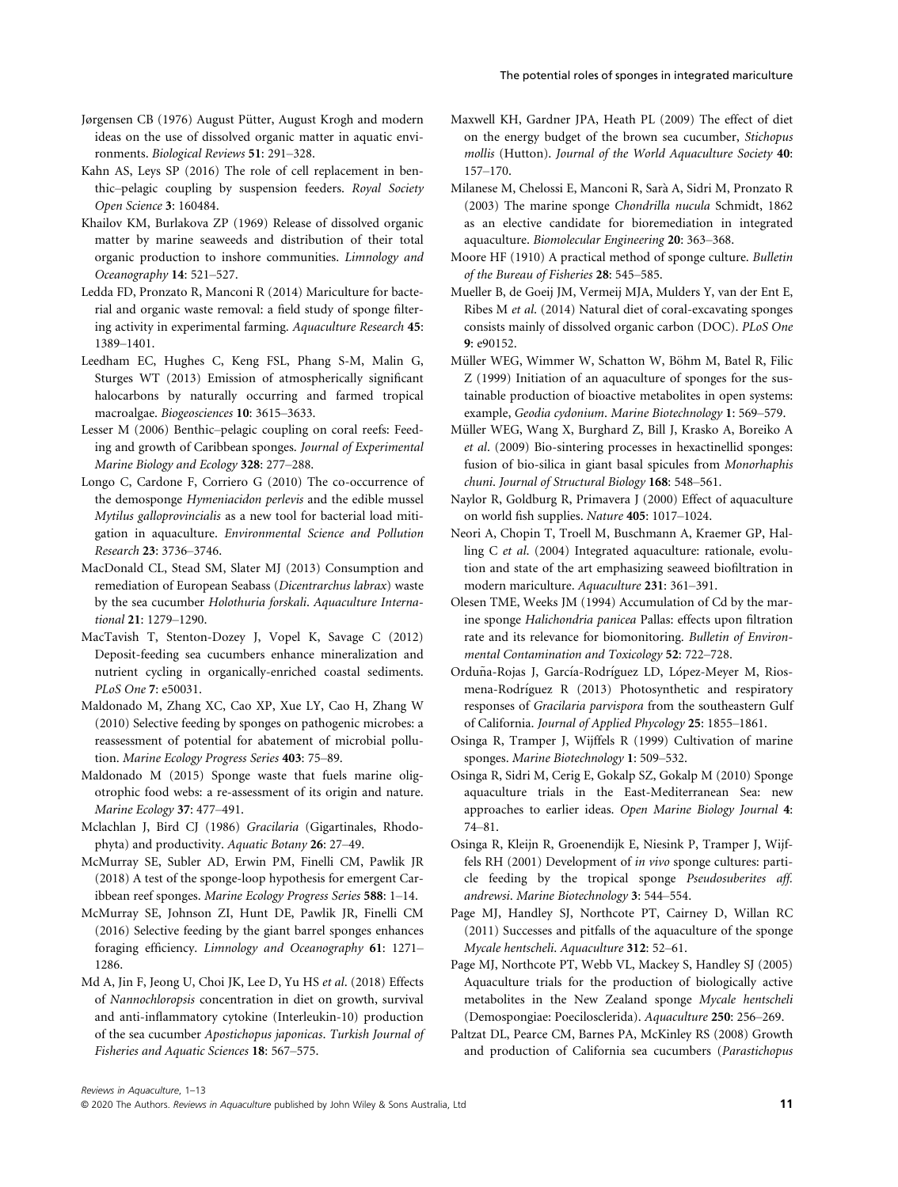Jørgensen CB (1976) August Pütter, August Krogh and modern ideas on the use of dissolved organic matter in aquatic environments. *Biological Reviews* **51**: 291–328.

Kahn AS, Leys SP (2016) The role of cell replacement in benthic–pelagic coupling by suspension feeders. *Royal Society Open Science* **3**: 160484.

Khailov KM, Burlakova ZP (1969) Release of dissolved organic matter by marine seaweeds and distribution of their total organic production to inshore communities. *Limnology and Oceanography* **14**: 521–527.

Ledda FD, Pronzato R, Manconi R (2014) Mariculture for bacterial and organic waste removal: a field study of sponge filtering activity in experimental farming. *Aquaculture Research* **45**: 1389–1401.

Leedham EC, Hughes C, Keng FSL, Phang S-M, Malin G, Sturges WT (2013) Emission of atmospherically significant halocarbons by naturally occurring and farmed tropical macroalgae. *Biogeosciences* **10**: 3615–3633.

Lesser M (2006) Benthic–pelagic coupling on coral reefs: Feeding and growth of Caribbean sponges. *Journal of Experimental Marine Biology and Ecology* **328**: 277–288.

Longo C, Cardone F, Corriero G (2010) The co-occurrence of the demosponge *Hymeniacidon perlevis* and the edible mussel *Mytilus galloprovincialis* as a new tool for bacterial load mitigation in aquaculture. *Environmental Science and Pollution Research* **23**: 3736–3746.

MacDonald CL, Stead SM, Slater MJ (2013) Consumption and remediation of European Seabass (*Dicentrarchus labrax*) waste by the sea cucumber *Holothuria forskali*. *Aquaculture International* **21**: 1279–1290.

MacTavish T, Stenton-Dozey J, Vopel K, Savage C (2012) Deposit-feeding sea cucumbers enhance mineralization and nutrient cycling in organically-enriched coastal sediments. *PLoS One* **7**: e50031.

Maldonado M, Zhang XC, Cao XP, Xue LY, Cao H, Zhang W (2010) Selective feeding by sponges on pathogenic microbes: a reassessment of potential for abatement of microbial pollution. *Marine Ecology Progress Series* **403**: 75–89.

Maldonado M (2015) Sponge waste that fuels marine oligotrophic food webs: a re-assessment of its origin and nature. *Marine Ecology* **37**: 477–491.

Mclachlan J, Bird CJ (1986) *Gracilaria* (Gigartinales, Rhodophyta) and productivity. *Aquatic Botany* **26**: 27–49.

McMurray SE, Subler AD, Erwin PM, Finelli CM, Pawlik JR (2018) A test of the sponge-loop hypothesis for emergent Caribbean reef sponges. *Marine Ecology Progress Series* **588**: 1–14.

McMurray SE, Johnson ZI, Hunt DE, Pawlik JR, Finelli CM (2016) Selective feeding by the giant barrel sponges enhances foraging efficiency. *Limnology and Oceanography* **61**: 1271–1286.

Md A, Jin F, Jeong U, Choi JK, Lee D, Yu HS *et al.* (2018) Effects of *Nannochloropsis* concentration in diet on growth, survival and anti-inflammatory cytokine (Interleukin-10) production of the sea cucumber *Apostichopus japonicas*. *Turkish Journal of Fisheries and Aquatic Sciences* **18**: 567–575.

Maxwell KH, Gardner JPA, Heath PL (2009) The effect of diet on the energy budget of the brown sea cucumber, *Stichopus mollis* (Hutton). *Journal of the World Aquaculture Society* **40**: 157–170.

Milanese M, Chelossi E, Manconi R, Sarà A, Sidri M, Pronzato R (2003) The marine sponge *Chondrilla nucula* Schmidt, 1862 as an elective candidate for bioremediation in integrated aquaculture. *Biomolecular Engineering* **20**: 363–368.

Moore HF (1910) A practical method of sponge culture. *Bulletin of the Bureau of Fisheries* **28**: 545–585.

Mueller B, de Goeij JM, Vermeij MJA, Mulders Y, van der Ent E, Ribes M *et al.* (2014) Natural diet of coral-excavating sponges consists mainly of dissolved organic carbon (DOC). *PLoS One* **9**: e90152.

Müller WEG, Wimmer W, Schatton W, Böhm M, Batel R, Filic Z (1999) Initiation of an aquaculture of sponges for the sustainable production of bioactive metabolites in open systems: example, *Geodia cydonium*. *Marine Biotechnology* **1**: 569–579.

Müller WEG, Wang X, Burghard Z, Bill J, Krasko A, Boreiko A *et al.* (2009) Bio-sintering processes in hexactinellid sponges: fusion of bio-silica in giant basal spicules from *Monorhaphis chuni*. *Journal of Structural Biology* **168**: 548–561.

Naylor R, Goldburg R, Primavera J (2000) Effect of aquaculture on world fish supplies. *Nature* **405**: 1017–1024.

Neori A, Chopin T, Troell M, Buschmann A, Kraemer GP, Halling C *et al.* (2004) Integrated aquaculture: rationale, evolution and state of the art emphasizing seaweed biofiltration in modern mariculture. *Aquaculture* **231**: 361–391.

Olesen TME, Weeks JM (1994) Accumulation of Cd by the marine sponge *Halichondria panicea* Pallas: effects upon filtration rate and its relevance for biomonitoring. *Bulletin of Environmental Contamination and Toxicology* **52**: 722–728.

Orduña-Rojas J, García-Rodríguez LD, López-Meyer M, Riosmena-Rodríguez R (2013) Photosynthetic and respiratory responses of *Gracilaria parvispora* from the southeastern Gulf of California. *Journal of Applied Phycology* **25**: 1855–1861.

Osinga R, Tramper J, Wijffels R (1999) Cultivation of marine sponges. *Marine Biotechnology* **1**: 509–532.

Osinga R, Sidri M, Cerig E, Gokalp SZ, Gokalp M (2010) Sponge aquaculture trials in the East-Mediterranean Sea: new approaches to earlier ideas. *Open Marine Biology Journal* **4**: 74–81.

Osinga R, Kleijn R, Groenendijk E, Niesink P, Tramper J, Wijffels RH (2001) Development of *in vivo* sponge cultures: particle feeding by the tropical sponge *Pseudosuberites aff. andrewsi*. *Marine Biotechnology* **3**: 544–554.

Page MJ, Handley SJ, Northcote PT, Cairney D, Willan RC (2011) Successes and pitfalls of the aquaculture of the sponge *Mycale hentscheli*. *Aquaculture* **312**: 52–61.

Page MJ, Northcote PT, Webb VL, Mackey S, Handley SJ (2005) Aquaculture trials for the production of biologically active metabolites in the New Zealand sponge *Mycale hentscheli* (Demospongiae: Poecilosclerida). *Aquaculture* **250**: 256–269.

Paltzat DL, Pearce CM, Barnes PA, McKinley RS (2008) Growth and production of California sea cucumbers (*Parastichopus*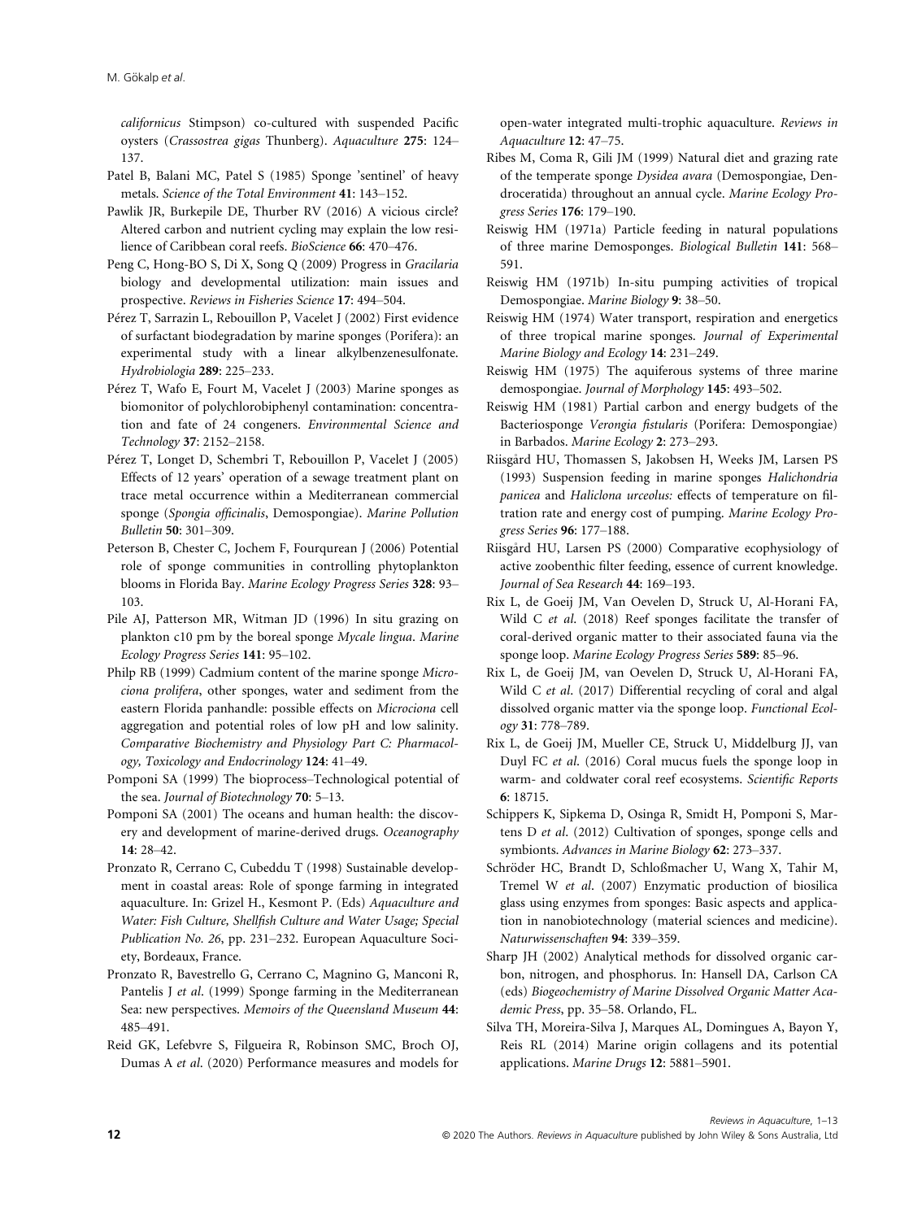*californicus* Stimpson) co-cultured with suspended Pacific oysters (*Crassostrea gigas* Thunberg). *Aquaculture* **275**: 124–137.

Patel B, Balani MC, Patel S (1985) Sponge 'sentinel' of heavy metals. *Science of the Total Environment* **41**: 143–152.

Pawlik JR, Burkepile DE, Thurber RV (2016) A vicious circle? Altered carbon and nutrient cycling may explain the low resilience of Caribbean coral reefs. *BioScience* **66**: 470–476.

Peng C, Hong-BO S, Di X, Song Q (2009) Progress in *Gracilaria* biology and developmental utilization: main issues and prospective. *Reviews in Fisheries Science* **17**: 494–504.

Pérez T, Sarrazin L, Rebouillon P, Vacelet J (2002) First evidence of surfactant biodegradation by marine sponges (Porifera): an experimental study with a linear alkylbenzenesulfonate. *Hydrobiologia* **289**: 225–233.

Pérez T, Wafo E, Fourt M, Vacelet J (2003) Marine sponges as biomonitor of polychlorobiphenyl contamination: concentration and fate of 24 congeners. *Environmental Science and Technology* **37**: 2152–2158.

Pérez T, Longet D, Schembri T, Rebouillon P, Vacelet J (2005) Effects of 12 years' operation of a sewage treatment plant on trace metal occurrence within a Mediterranean commercial sponge (*Spongia officinalis*, Demospongiae). *Marine Pollution Bulletin* **50**: 301–309.

Peterson B, Chester C, Jochem F, Fourqurean J (2006) Potential role of sponge communities in controlling phytoplankton blooms in Florida Bay. *Marine Ecology Progress Series* **328**: 93–103.

Pile AJ, Patterson MR, Witman JD (1996) In situ grazing on plankton c10 pm by the boreal sponge *Mycale lingua*. *Marine Ecology Progress Series* **141**: 95–102.

Philp RB (1999) Cadmium content of the marine sponge *Microciona prolifera*, other sponges, water and sediment from the eastern Florida panhandle: possible effects on *Microciona* cell aggregation and potential roles of low pH and low salinity. *Comparative Biochemistry and Physiology Part C: Pharmacology, Toxicology and Endocrinology* **124**: 41–49.

Pomponi SA (1999) The bioprocess–Technological potential of the sea. *Journal of Biotechnology* **70**: 5–13.

Pomponi SA (2001) The oceans and human health: the discovery and development of marine-derived drugs. *Oceanography* **14**: 28–42.

Pronzato R, Cerrano C, Cubeddu T (1998) Sustainable development in coastal areas: Role of sponge farming in integrated aquaculture. In: Grizel H., Kesmont P. (Eds) *Aquaculture and Water: Fish Culture, Shellfish Culture and Water Usage; Special Publication No. 26*, pp. 231–232. European Aquaculture Society, Bordeaux, France.

Pronzato R, Bavestrello G, Cerrano C, Magnino G, Manconi R, Pantelis J *et al*. (1999) Sponge farming in the Mediterranean Sea: new perspectives. *Memoirs of the Queensland Museum* **44**: 485–491.

Reid GK, Lefebvre S, Filgueira R, Robinson SMC, Broch OJ, Dumas A *et al*. (2020) Performance measures and models for open-water integrated multi-trophic aquaculture. *Reviews in Aquaculture* **12**: 47–75.

Ribes M, Coma R, Gili JM (1999) Natural diet and grazing rate of the temperate sponge *Dysidea avara* (Demospongiae, Dendroceratida) throughout an annual cycle. *Marine Ecology Progress Series* **176**: 179–190.

Reiswig HM (1971a) Particle feeding in natural populations of three marine Demosponges. *Biological Bulletin* **141**: 568–591.

Reiswig HM (1971b) In-situ pumping activities of tropical Demospongiae. *Marine Biology* **9**: 38–50.

Reiswig HM (1974) Water transport, respiration and energetics of three tropical marine sponges. *Journal of Experimental Marine Biology and Ecology* **14**: 231–249.

Reiswig HM (1975) The aquiferous systems of three marine demospongiae. *Journal of Morphology* **145**: 493–502.

Reiswig HM (1981) Partial carbon and energy budgets of the Bacteriosponge *Verongia fistularis* (Porifera: Demospongiae) in Barbados. *Marine Ecology* **2**: 273–293.

Riisgård HU, Thomassen S, Jakobsen H, Weeks JM, Larsen PS (1993) Suspension feeding in marine sponges *Halichondria panicea* and *Haliclona urceolus:* effects of temperature on filtration rate and energy cost of pumping. *Marine Ecology Progress Series* **96**: 177–188.

Riisgård HU, Larsen PS (2000) Comparative ecophysiology of active zoobenthic filter feeding, essence of current knowledge. *Journal of Sea Research* **44**: 169–193.

Rix L, de Goeij JM, Van Oevelen D, Struck U, Al-Horani FA, Wild C *et al*. (2018) Reef sponges facilitate the transfer of coral-derived organic matter to their associated fauna via the sponge loop. *Marine Ecology Progress Series* **589**: 85–96.

Rix L, de Goeij JM, van Oevelen D, Struck U, Al-Horani FA, Wild C *et al*. (2017) Differential recycling of coral and algal dissolved organic matter via the sponge loop. *Functional Ecology* **31**: 778–789.

Rix L, de Goeij JM, Mueller CE, Struck U, Middelburg JJ, van Duyl FC *et al*. (2016) Coral mucus fuels the sponge loop in warm- and coldwater coral reef ecosystems. *Scientific Reports* **6**: 18715.

Schippers K, Sipkema D, Osinga R, Smidt H, Pomponi S, Martens D *et al*. (2012) Cultivation of sponges, sponge cells and symbionts. *Advances in Marine Biology* **62**: 273–337.

Schröder HC, Brandt D, Schloßmacher U, Wang X, Tahir M, Tremel W *et al*. (2007) Enzymatic production of biosilica glass using enzymes from sponges: Basic aspects and application in nanobiotechnology (material sciences and medicine). *Naturwissenschaften* **94**: 339–359.

Sharp JH (2002) Analytical methods for dissolved organic carbon, nitrogen, and phosphorus. In: Hansell DA, Carlson CA (eds) *Biogeochemistry of Marine Dissolved Organic Matter Academic Press*, pp. 35–58. Orlando, FL.

Silva TH, Moreira-Silva J, Marques AL, Domingues A, Bayon Y, Reis RL (2014) Marine origin collagens and its potential applications. *Marine Drugs* **12**: 5881–5901.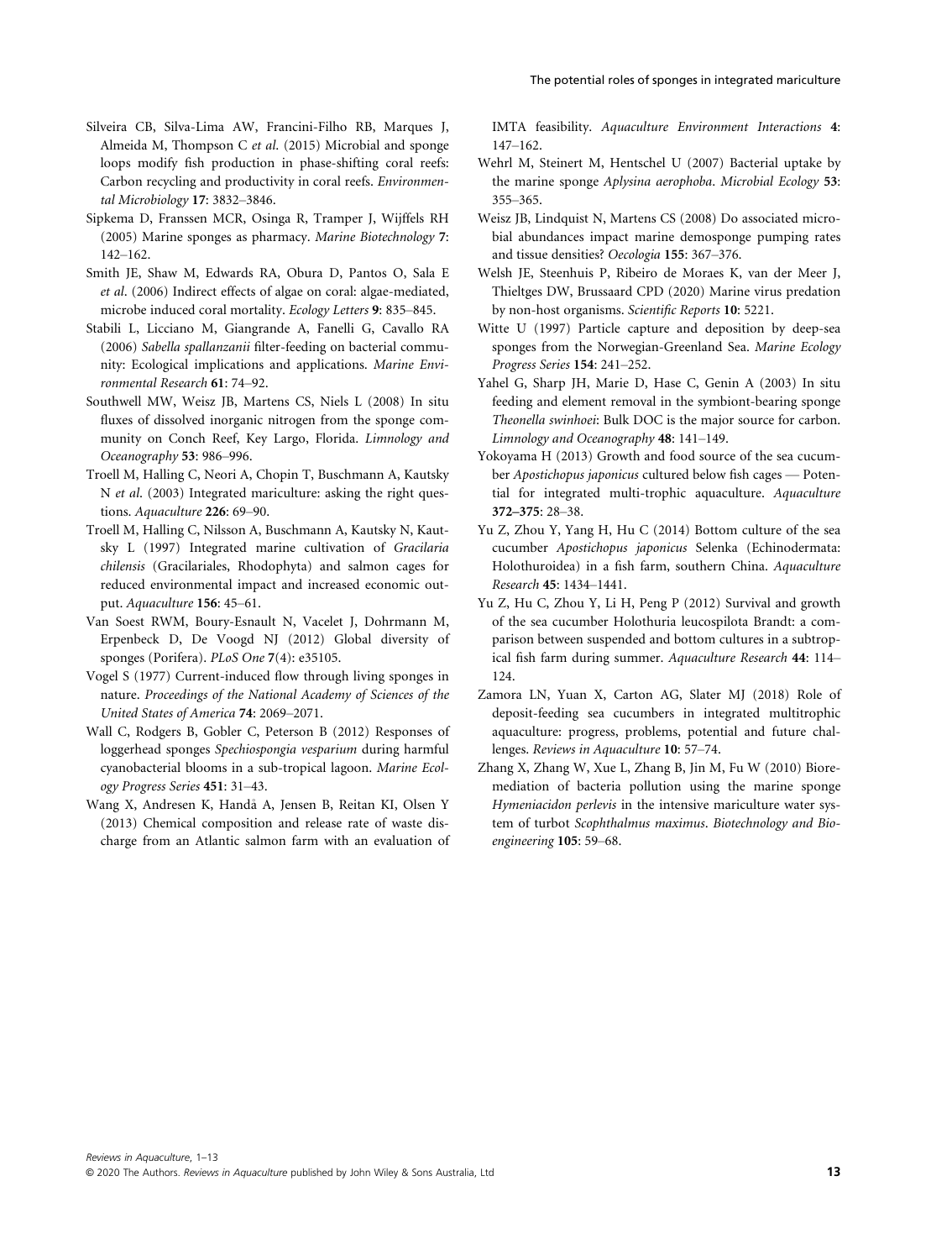Silveira CB, Silva-Lima AW, Francini-Filho RB, Marques J, Almeida M, Thompson C *et al*. (2015) Microbial and sponge loops modify fish production in phase-shifting coral reefs: Carbon recycling and productivity in coral reefs. *Environmental Microbiology* **17**: 3832–3846.

Sipkema D, Franssen MCR, Osinga R, Tramper J, Wijffels RH (2005) Marine sponges as pharmacy. *Marine Biotechnology* **7**: 142–162.

Smith JE, Shaw M, Edwards RA, Obura D, Pantos O, Sala E *et al*. (2006) Indirect effects of algae on coral: algae-mediated, microbe induced coral mortality. *Ecology Letters* **9**: 835–845.

Stabili L, Licciano M, Giangrande A, Fanelli G, Cavallo RA (2006) *Sabella spallanzanii* filter-feeding on bacterial community: Ecological implications and applications. *Marine Environmental Research* **61**: 74–92.

Southwell MW, Weisz JB, Martens CS, Niels L (2008) In situ fluxes of dissolved inorganic nitrogen from the sponge community on Conch Reef, Key Largo, Florida. *Limnology and Oceanography* **53**: 986–996.

Troell M, Halling C, Neori A, Chopin T, Buschmann A, Kautsky N *et al*. (2003) Integrated mariculture: asking the right questions. *Aquaculture* **226**: 69–90.

Troell M, Halling C, Nilsson A, Buschmann A, Kautsky N, Kautsky L (1997) Integrated marine cultivation of *Gracilaria chilensis* (Gracilariales, Rhodophyta) and salmon cages for reduced environmental impact and increased economic output. *Aquaculture* **156**: 45–61.

Van Soest RWM, Boury-Esnault N, Vacelet J, Dohrmann M, Erpenbeck D, De Voogd NJ (2012) Global diversity of sponges (Porifera). *PLoS One* **7**(4): e35105.

Vogel S (1977) Current-induced flow through living sponges in nature. *Proceedings of the National Academy of Sciences of the United States of America* **74**: 2069–2071.

Wall C, Rodgers B, Gobler C, Peterson B (2012) Responses of loggerhead sponges *Spechiospongia vesparium* during harmful cyanobacterial blooms in a sub-tropical lagoon. *Marine Ecology Progress Series* **451**: 31–43.

Wang X, Andresen K, Handå A, Jensen B, Reitan KI, Olsen Y (2013) Chemical composition and release rate of waste discharge from an Atlantic salmon farm with an evaluation of IMTA feasibility. *Aquaculture Environment Interactions* **4**: 147–162.

Wehrl M, Steinert M, Hentschel U (2007) Bacterial uptake by the marine sponge *Aplysina aerophoba*. *Microbial Ecology* **53**: 355–365.

Weisz JB, Lindquist N, Martens CS (2008) Do associated microbial abundances impact marine demosponge pumping rates and tissue densities? *Oecologia* **155**: 367–376.

Welsh JE, Steenhuis P, Ribeiro de Moraes K, van der Meer J, Thieltges DW, Brussaard CPD (2020) Marine virus predation by non-host organisms. *Scientific Reports* **10**: 5221.

Witte U (1997) Particle capture and deposition by deep-sea sponges from the Norwegian-Greenland Sea. *Marine Ecology Progress Series* **154**: 241–252.

Yahel G, Sharp JH, Marie D, Hase C, Genin A (2003) In situ feeding and element removal in the symbiont-bearing sponge *Theonella swinhoei*: Bulk DOC is the major source for carbon. *Limnology and Oceanography* **48**: 141–149.

Yokoyama H (2013) Growth and food source of the sea cucumber *Apostichopus japonicus* cultured below fish cages — Potential for integrated multi-trophic aquaculture. *Aquaculture* **372–375**: 28–38.

Yu Z, Zhou Y, Yang H, Hu C (2014) Bottom culture of the sea cucumber *Apostichopus japonicus* Selenka (Echinodermata: Holothuroidea) in a fish farm, southern China. *Aquaculture Research* **45**: 1434–1441.

Yu Z, Hu C, Zhou Y, Li H, Peng P (2012) Survival and growth of the sea cucumber Holothuria leucospilota Brandt: a comparison between suspended and bottom cultures in a subtropical fish farm during summer. *Aquaculture Research* **44**: 114–124.

Zamora LN, Yuan X, Carton AG, Slater MJ (2018) Role of deposit-feeding sea cucumbers in integrated multitrophic aquaculture: progress, problems, potential and future challenges. *Reviews in Aquaculture* **10**: 57–74.

Zhang X, Zhang W, Xue L, Zhang B, Jin M, Fu W (2010) Bioremediation of bacteria pollution using the marine sponge *Hymeniacidon perlevis* in the intensive mariculture water system of turbot *Scophthalmus maximus*. *Biotechnology and Bioengineering* **105**: 59–68.